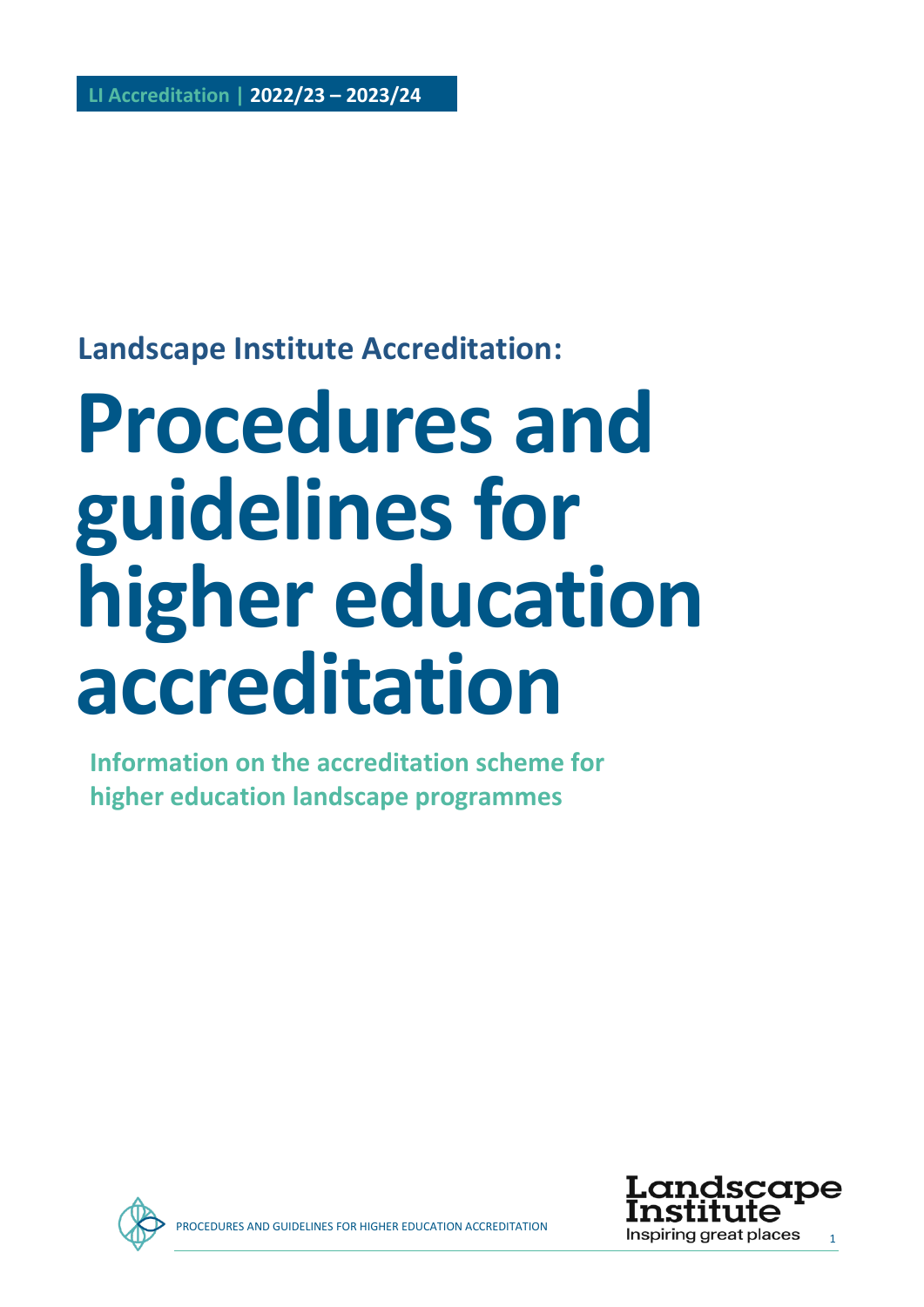**LI Accreditation | 2022/23 – 2023/24**

## Landscape Institute Accreditation:

# Procedures and guidelines for higher education accreditation

**Information on the accreditation scheme for higher education landscape programmes**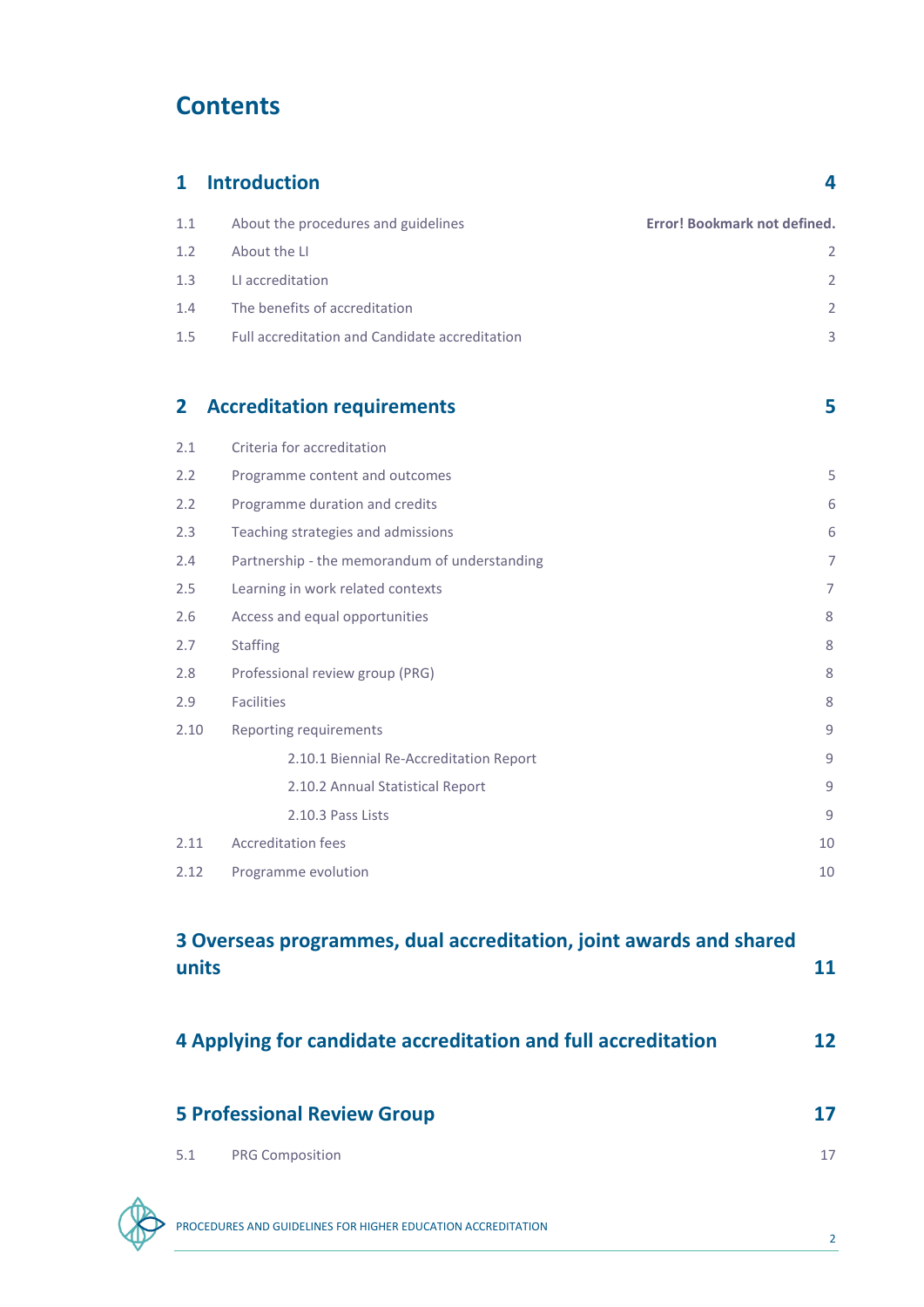# Contents

| | | |
|---|---|---|
| **1** | **Introduction** | **4** |
| 1.1 | About the procedures and guidelines | **Error! Bookmark not defined.** |
| 1.2 | About the LI | 2 |
| 1.3 | LI accreditation | 2 |
| 1.4 | The benefits of accreditation | 2 |
| 1.5 | Full accreditation and Candidate accreditation | 3 |
| **2** | **Accreditation requirements** | **5** |
| 2.1 | Criteria for accreditation | |
| 2.2 | Programme content and outcomes | 5 |
| 2.2 | Programme duration and credits | 6 |
| 2.3 | Teaching strategies and admissions | 6 |
| 2.4 | Partnership - the memorandum of understanding | 7 |
| 2.5 | Learning in work related contexts | 7 |
| 2.6 | Access and equal opportunities | 8 |
| 2.7 | Staffing | 8 |
| 2.8 | Professional review group (PRG) | 8 |
| 2.9 | Facilities | 8 |
| 2.10 | Reporting requirements | 9 |
| | 2.10.1 Biennial Re-Accreditation Report | 9 |
| | 2.10.2 Annual Statistical Report | 9 |
| | 2.10.3 Pass Lists | 9 |
| 2.11 | Accreditation fees | 10 |
| 2.12 | Programme evolution | 10 |
| **3** | **Overseas programmes, dual accreditation, joint awards and shared units** | **11** |
| **4** | **Applying for candidate accreditation and full accreditation** | **12** |
| **5** | **Professional Review Group** | **17** |
| 5.1 | PRG Composition | 17 |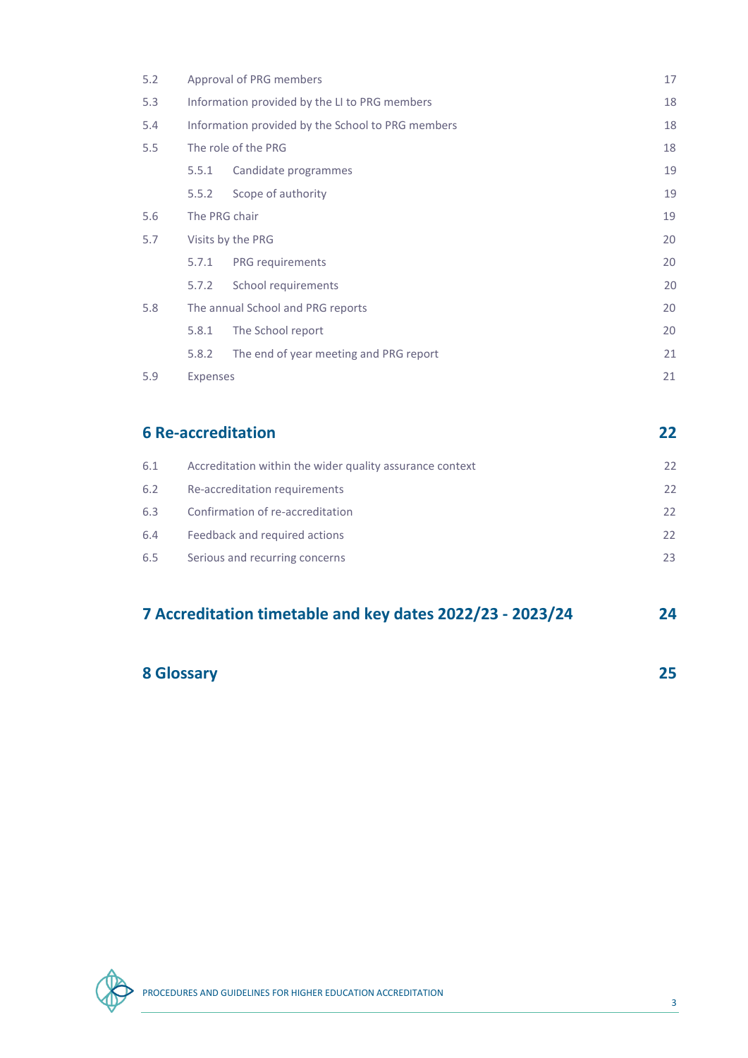| | | |
|---|---|---|
| 5.2 | Approval of PRG members | 17 |
| 5.3 | Information provided by the LI to PRG members | 18 |
| 5.4 | Information provided by the School to PRG members | 18 |
| 5.5 | The role of the PRG | 18 |
| | 5.5.1 Candidate programmes | 19 |
| | 5.5.2 Scope of authority | 19 |
| 5.6 | The PRG chair | 19 |
| 5.7 | Visits by the PRG | 20 |
| | 5.7.1 PRG requirements | 20 |
| | 5.7.2 School requirements | 20 |
| 5.8 | The annual School and PRG reports | 20 |
| | 5.8.1 The School report | 20 |
| | 5.8.2 The end of year meeting and PRG report | 21 |
| 5.9 | Expenses | 21 |

## 6 Re-accreditation 22

| | | |
|---|---|---|
| 6.1 | Accreditation within the wider quality assurance context | 22 |
| 6.2 | Re-accreditation requirements | 22 |
| 6.3 | Confirmation of re-accreditation | 22 |
| 6.4 | Feedback and required actions | 22 |
| 6.5 | Serious and recurring concerns | 23 |

## 7 Accreditation timetable and key dates 2022/23 - 2023/24 24

## 8 Glossary 25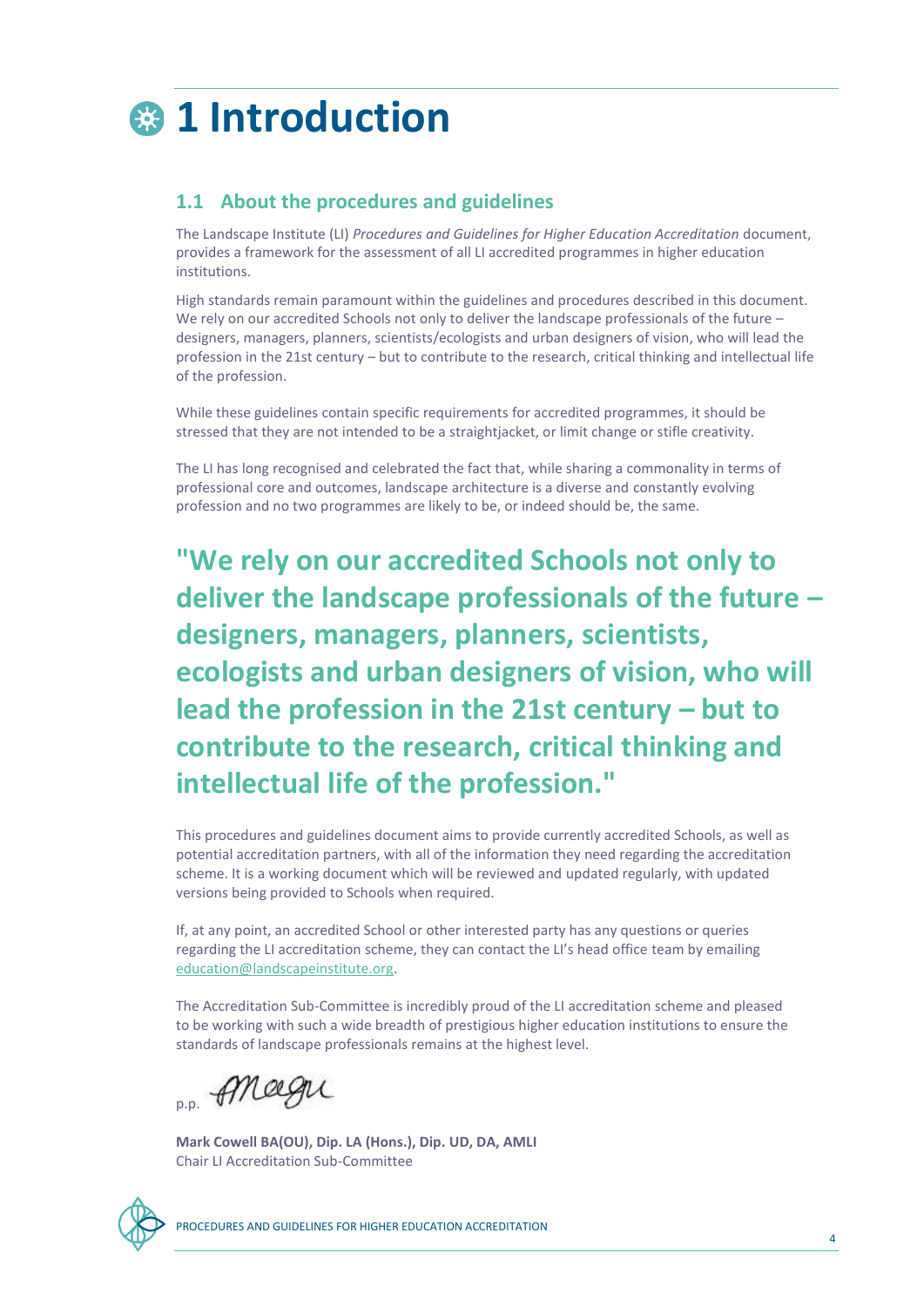# 1 Introduction

## 1.1 About the procedures and guidelines

The Landscape Institute (LI) *Procedures and Guidelines for Higher Education Accreditation* document, provides a framework for the assessment of all LI accredited programmes in higher education institutions.

High standards remain paramount within the guidelines and procedures described in this document. We rely on our accredited Schools not only to deliver the landscape professionals of the future – designers, managers, planners, scientists/ecologists and urban designers of vision, who will lead the profession in the 21st century – but to contribute to the research, critical thinking and intellectual life of the profession.

While these guidelines contain specific requirements for accredited programmes, it should be stressed that they are not intended to be a straightjacket, or limit change or stifle creativity.

The LI has long recognised and celebrated the fact that, while sharing a commonality in terms of professional core and outcomes, landscape architecture is a diverse and constantly evolving profession and no two programmes are likely to be, or indeed should be, the same.

**"We rely on our accredited Schools not only to deliver the landscape professionals of the future – designers, managers, planners, scientists, ecologists and urban designers of vision, who will lead the profession in the 21st century – but to contribute to the research, critical thinking and intellectual life of the profession."**

This procedures and guidelines document aims to provide currently accredited Schools, as well as potential accreditation partners, with all of the information they need regarding the accreditation scheme. It is a working document which will be reviewed and updated regularly, with updated versions being provided to Schools when required.

If, at any point, an accredited School or other interested party has any questions or queries regarding the LI accreditation scheme, they can contact the LI's head office team by emailing education@landscapeinstitute.org.

The Accreditation Sub-Committee is incredibly proud of the LI accreditation scheme and pleased to be working with such a wide breadth of prestigious higher education institutions to ensure the standards of landscape professionals remains at the highest level.

p.p.

**Mark Cowell BA(OU), Dip. LA (Hons.), Dip. UD, DA, AMLI**
Chair LI Accreditation Sub-Committee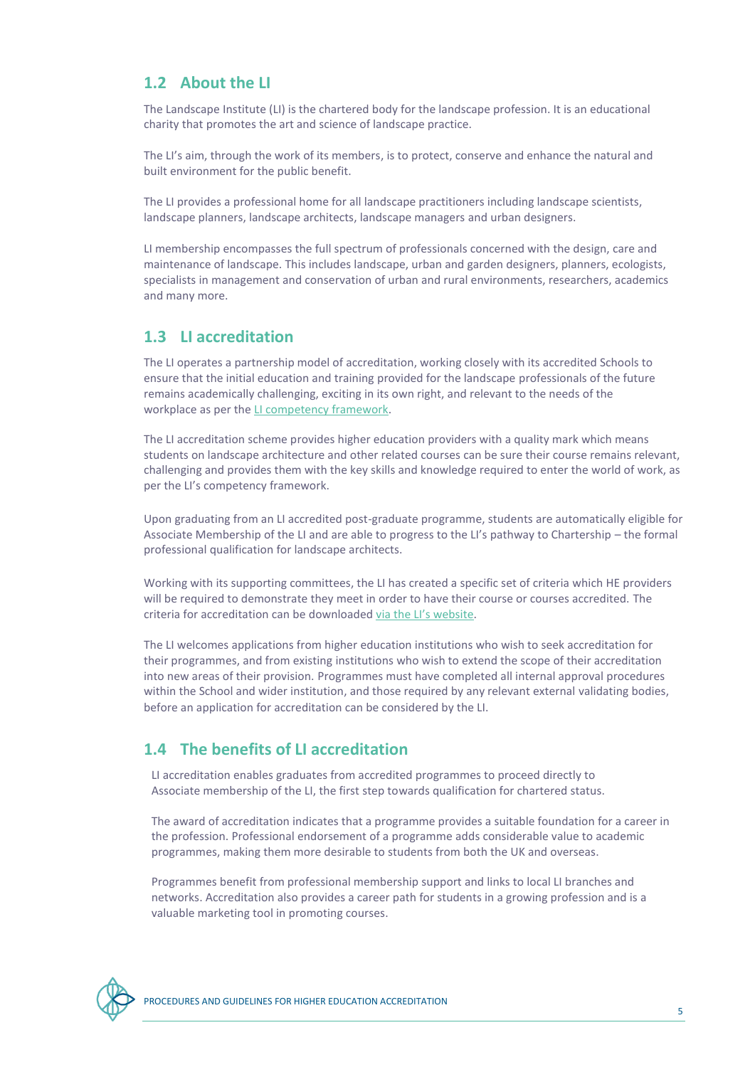## 1.2 About the LI

The Landscape Institute (LI) is the chartered body for the landscape profession. It is an educational charity that promotes the art and science of landscape practice.

The LI's aim, through the work of its members, is to protect, conserve and enhance the natural and built environment for the public benefit.

The LI provides a professional home for all landscape practitioners including landscape scientists, landscape planners, landscape architects, landscape managers and urban designers.

LI membership encompasses the full spectrum of professionals concerned with the design, care and maintenance of landscape. This includes landscape, urban and garden designers, planners, ecologists, specialists in management and conservation of urban and rural environments, researchers, academics and many more.

## 1.3 LI accreditation

The LI operates a partnership model of accreditation, working closely with its accredited Schools to ensure that the initial education and training provided for the landscape professionals of the future remains academically challenging, exciting in its own right, and relevant to the needs of the workplace as per the LI competency framework.

The LI accreditation scheme provides higher education providers with a quality mark which means students on landscape architecture and other related courses can be sure their course remains relevant, challenging and provides them with the key skills and knowledge required to enter the world of work, as per the LI's competency framework.

Upon graduating from an LI accredited post-graduate programme, students are automatically eligible for Associate Membership of the LI and are able to progress to the LI's pathway to Chartership – the formal professional qualification for landscape architects.

Working with its supporting committees, the LI has created a specific set of criteria which HE providers will be required to demonstrate they meet in order to have their course or courses accredited. The criteria for accreditation can be downloaded via the LI's website.

The LI welcomes applications from higher education institutions who wish to seek accreditation for their programmes, and from existing institutions who wish to extend the scope of their accreditation into new areas of their provision. Programmes must have completed all internal approval procedures within the School and wider institution, and those required by any relevant external validating bodies, before an application for accreditation can be considered by the LI.

## 1.4 The benefits of LI accreditation

LI accreditation enables graduates from accredited programmes to proceed directly to Associate membership of the LI, the first step towards qualification for chartered status.

The award of accreditation indicates that a programme provides a suitable foundation for a career in the profession. Professional endorsement of a programme adds considerable value to academic programmes, making them more desirable to students from both the UK and overseas.

Programmes benefit from professional membership support and links to local LI branches and networks. Accreditation also provides a career path for students in a growing profession and is a valuable marketing tool in promoting courses.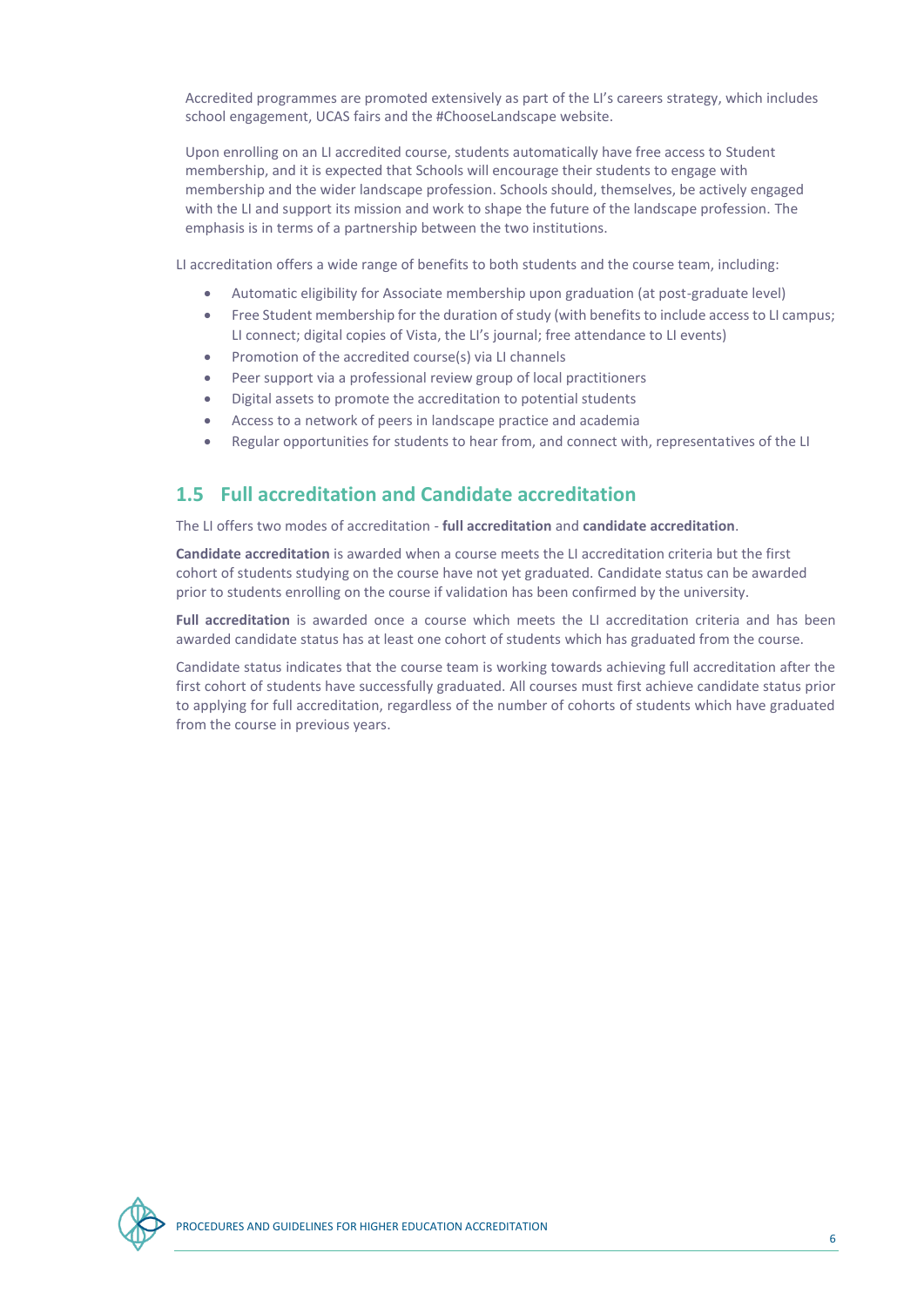Accredited programmes are promoted extensively as part of the LI's careers strategy, which includes school engagement, UCAS fairs and the #ChooseLandscape website.

Upon enrolling on an LI accredited course, students automatically have free access to Student membership, and it is expected that Schools will encourage their students to engage with membership and the wider landscape profession. Schools should, themselves, be actively engaged with the LI and support its mission and work to shape the future of the landscape profession. The emphasis is in terms of a partnership between the two institutions.

LI accreditation offers a wide range of benefits to both students and the course team, including:

- Automatic eligibility for Associate membership upon graduation (at post-graduate level)
- Free Student membership for the duration of study (with benefits to include access to LI campus; LI connect; digital copies of Vista, the LI's journal; free attendance to LI events)
- Promotion of the accredited course(s) via LI channels
- Peer support via a professional review group of local practitioners
- Digital assets to promote the accreditation to potential students
- Access to a network of peers in landscape practice and academia
- Regular opportunities for students to hear from, and connect with, representatives of the LI

## 1.5 Full accreditation and Candidate accreditation

The LI offers two modes of accreditation - **full accreditation** and **candidate accreditation**.

**Candidate accreditation** is awarded when a course meets the LI accreditation criteria but the first cohort of students studying on the course have not yet graduated. Candidate status can be awarded prior to students enrolling on the course if validation has been confirmed by the university.

**Full accreditation** is awarded once a course which meets the LI accreditation criteria and has been awarded candidate status has at least one cohort of students which has graduated from the course.

Candidate status indicates that the course team is working towards achieving full accreditation after the first cohort of students have successfully graduated. All courses must first achieve candidate status prior to applying for full accreditation, regardless of the number of cohorts of students which have graduated from the course in previous years.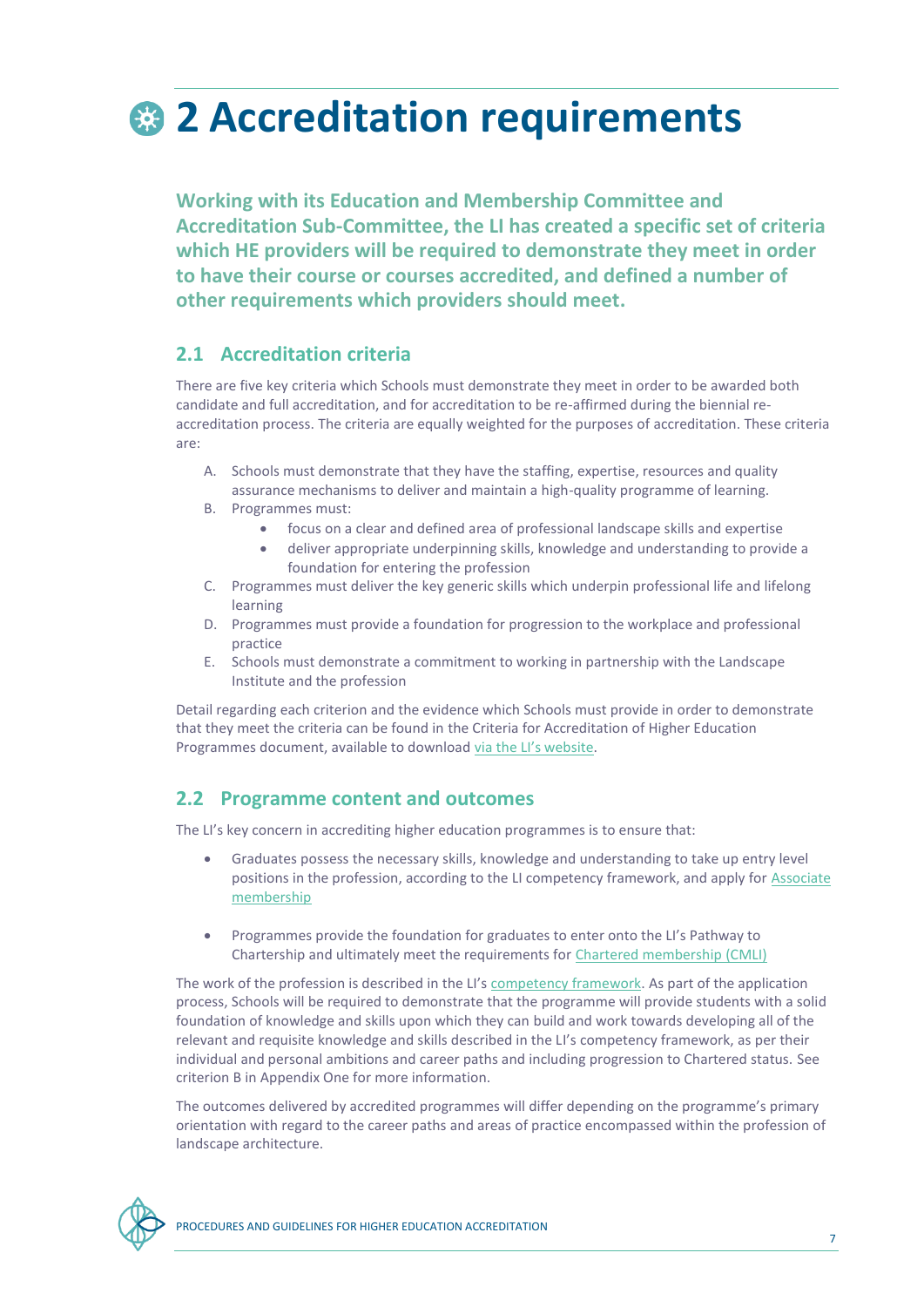# 2 Accreditation requirements

**Working with its Education and Membership Committee and Accreditation Sub-Committee, the LI has created a specific set of criteria which HE providers will be required to demonstrate they meet in order to have their course or courses accredited, and defined a number of other requirements which providers should meet.**

## 2.1 Accreditation criteria

There are five key criteria which Schools must demonstrate they meet in order to be awarded both candidate and full accreditation, and for accreditation to be re-affirmed during the biennial re-accreditation process. The criteria are equally weighted for the purposes of accreditation. These criteria are:

A. Schools must demonstrate that they have the staffing, expertise, resources and quality assurance mechanisms to deliver and maintain a high-quality programme of learning.
B. Programmes must:
   - focus on a clear and defined area of professional landscape skills and expertise
   - deliver appropriate underpinning skills, knowledge and understanding to provide a foundation for entering the profession
C. Programmes must deliver the key generic skills which underpin professional life and lifelong learning
D. Programmes must provide a foundation for progression to the workplace and professional practice
E. Schools must demonstrate a commitment to working in partnership with the Landscape Institute and the profession

Detail regarding each criterion and the evidence which Schools must provide in order to demonstrate that they meet the criteria can be found in the Criteria for Accreditation of Higher Education Programmes document, available to download via the LI's website.

## 2.2 Programme content and outcomes

The LI's key concern in accrediting higher education programmes is to ensure that:

- Graduates possess the necessary skills, knowledge and understanding to take up entry level positions in the profession, according to the LI competency framework, and apply for Associate membership

- Programmes provide the foundation for graduates to enter onto the LI's Pathway to Chartership and ultimately meet the requirements for Chartered membership (CMLI)

The work of the profession is described in the LI's competency framework. As part of the application process, Schools will be required to demonstrate that the programme will provide students with a solid foundation of knowledge and skills upon which they can build and work towards developing all of the relevant and requisite knowledge and skills described in the LI's competency framework, as per their individual and personal ambitions and career paths and including progression to Chartered status. See criterion B in Appendix One for more information.

The outcomes delivered by accredited programmes will differ depending on the programme's primary orientation with regard to the career paths and areas of practice encompassed within the profession of landscape architecture.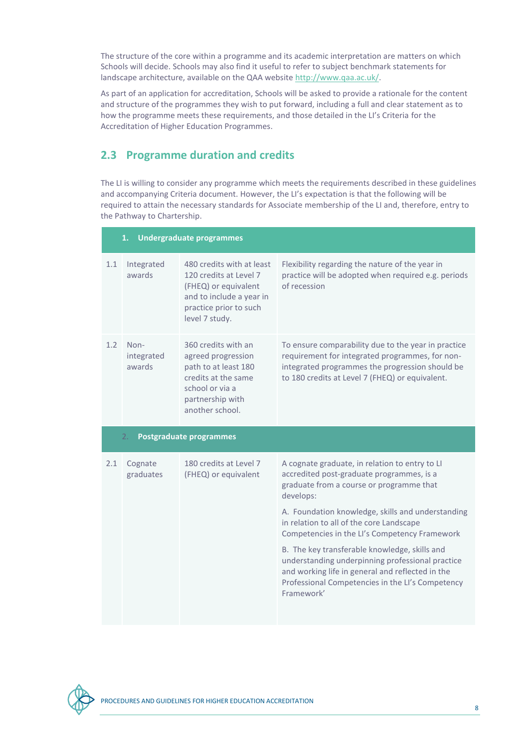The structure of the core within a programme and its academic interpretation are matters on which Schools will decide. Schools may also find it useful to refer to subject benchmark statements for landscape architecture, available on the QAA website http://www.qaa.ac.uk/.

As part of an application for accreditation, Schools will be asked to provide a rationale for the content and structure of the programmes they wish to put forward, including a full and clear statement as to how the programme meets these requirements, and those detailed in the LI's Criteria for the Accreditation of Higher Education Programmes.

## 2.3 Programme duration and credits

The LI is willing to consider any programme which meets the requirements described in these guidelines and accompanying Criteria document. However, the LI's expectation is that the following will be required to attain the necessary standards for Associate membership of the LI and, therefore, entry to the Pathway to Chartership.

| **1. Undergraduate programmes** | | | |
|---|---|---|---|
| 1.1 | Integrated awards | 480 credits with at least 120 credits at Level 7 (FHEQ) or equivalent and to include a year in practice prior to such level 7 study. | Flexibility regarding the nature of the year in practice will be adopted when required e.g. periods of recession |
| 1.2 | Non-integrated awards | 360 credits with an agreed progression path to at least 180 credits at the same school or via a partnership with another school. | To ensure comparability due to the year in practice requirement for integrated programmes, for non-integrated programmes the progression should be to 180 credits at Level 7 (FHEQ) or equivalent. |
| **2. Postgraduate programmes** | | | |
| 2.1 | Cognate graduates | 180 credits at Level 7 (FHEQ) or equivalent | A cognate graduate, in relation to entry to LI accredited post-graduate programmes, is a graduate from a course or programme that develops:<br><br>A. Foundation knowledge, skills and understanding in relation to all of the core Landscape Competencies in the LI's Competency Framework<br><br>B. The key transferable knowledge, skills and understanding underpinning professional practice and working life in general and reflected in the Professional Competencies in the LI's Competency Framework' |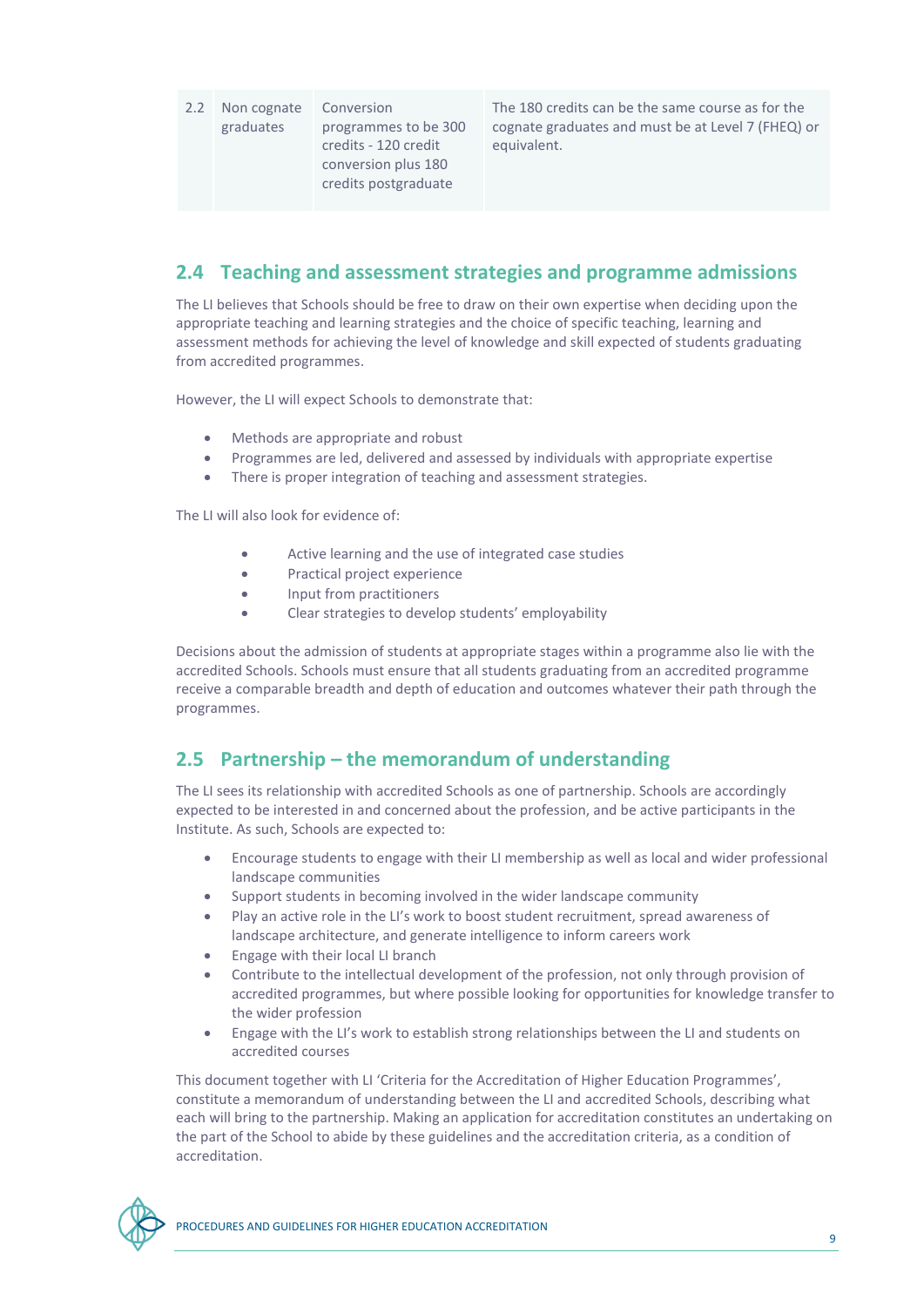| 2.2 | Non cognate graduates | Conversion programmes to be 300 credits - 120 credit conversion plus 180 credits postgraduate | The 180 credits can be the same course as for the cognate graduates and must be at Level 7 (FHEQ) or equivalent. |
|---|---|---|---|

## 2.4 Teaching and assessment strategies and programme admissions

The LI believes that Schools should be free to draw on their own expertise when deciding upon the appropriate teaching and learning strategies and the choice of specific teaching, learning and assessment methods for achieving the level of knowledge and skill expected of students graduating from accredited programmes.

However, the LI will expect Schools to demonstrate that:

- Methods are appropriate and robust
- Programmes are led, delivered and assessed by individuals with appropriate expertise
- There is proper integration of teaching and assessment strategies.

The LI will also look for evidence of:

- Active learning and the use of integrated case studies
- Practical project experience
- Input from practitioners
- Clear strategies to develop students' employability

Decisions about the admission of students at appropriate stages within a programme also lie with the accredited Schools. Schools must ensure that all students graduating from an accredited programme receive a comparable breadth and depth of education and outcomes whatever their path through the programmes.

## 2.5 Partnership – the memorandum of understanding

The LI sees its relationship with accredited Schools as one of partnership. Schools are accordingly expected to be interested in and concerned about the profession, and be active participants in the Institute. As such, Schools are expected to:

- Encourage students to engage with their LI membership as well as local and wider professional landscape communities
- Support students in becoming involved in the wider landscape community
- Play an active role in the LI's work to boost student recruitment, spread awareness of landscape architecture, and generate intelligence to inform careers work
- Engage with their local LI branch
- Contribute to the intellectual development of the profession, not only through provision of accredited programmes, but where possible looking for opportunities for knowledge transfer to the wider profession
- Engage with the LI's work to establish strong relationships between the LI and students on accredited courses

This document together with LI 'Criteria for the Accreditation of Higher Education Programmes', constitute a memorandum of understanding between the LI and accredited Schools, describing what each will bring to the partnership. Making an application for accreditation constitutes an undertaking on the part of the School to abide by these guidelines and the accreditation criteria, as a condition of accreditation.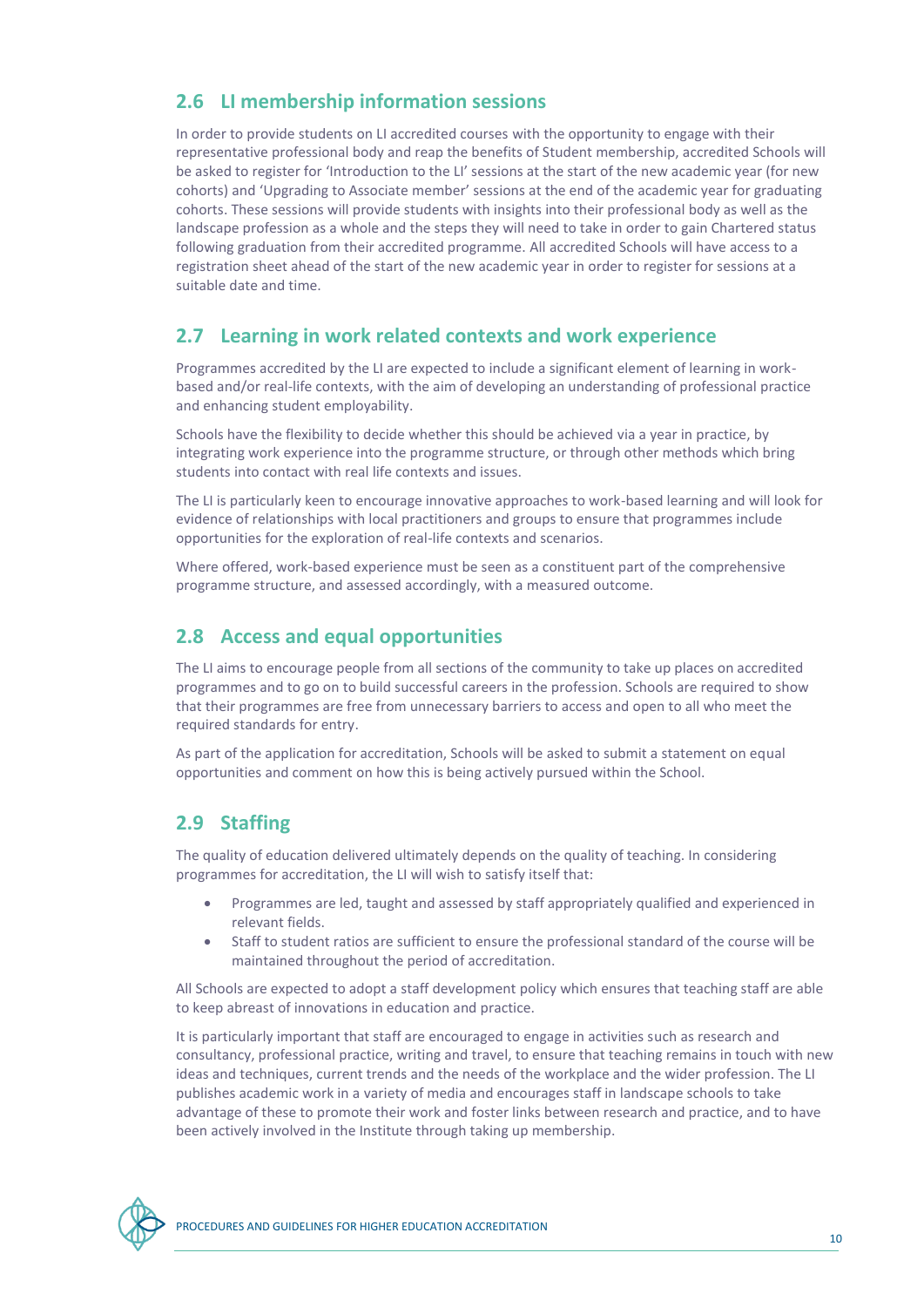## 2.6 LI membership information sessions

In order to provide students on LI accredited courses with the opportunity to engage with their representative professional body and reap the benefits of Student membership, accredited Schools will be asked to register for 'Introduction to the LI' sessions at the start of the new academic year (for new cohorts) and 'Upgrading to Associate member' sessions at the end of the academic year for graduating cohorts. These sessions will provide students with insights into their professional body as well as the landscape profession as a whole and the steps they will need to take in order to gain Chartered status following graduation from their accredited programme. All accredited Schools will have access to a registration sheet ahead of the start of the new academic year in order to register for sessions at a suitable date and time.

## 2.7 Learning in work related contexts and work experience

Programmes accredited by the LI are expected to include a significant element of learning in work-based and/or real-life contexts, with the aim of developing an understanding of professional practice and enhancing student employability.

Schools have the flexibility to decide whether this should be achieved via a year in practice, by integrating work experience into the programme structure, or through other methods which bring students into contact with real life contexts and issues.

The LI is particularly keen to encourage innovative approaches to work-based learning and will look for evidence of relationships with local practitioners and groups to ensure that programmes include opportunities for the exploration of real-life contexts and scenarios.

Where offered, work-based experience must be seen as a constituent part of the comprehensive programme structure, and assessed accordingly, with a measured outcome.

## 2.8 Access and equal opportunities

The LI aims to encourage people from all sections of the community to take up places on accredited programmes and to go on to build successful careers in the profession. Schools are required to show that their programmes are free from unnecessary barriers to access and open to all who meet the required standards for entry.

As part of the application for accreditation, Schools will be asked to submit a statement on equal opportunities and comment on how this is being actively pursued within the School.

## 2.9 Staffing

The quality of education delivered ultimately depends on the quality of teaching. In considering programmes for accreditation, the LI will wish to satisfy itself that:

- Programmes are led, taught and assessed by staff appropriately qualified and experienced in relevant fields.
- Staff to student ratios are sufficient to ensure the professional standard of the course will be maintained throughout the period of accreditation.

All Schools are expected to adopt a staff development policy which ensures that teaching staff are able to keep abreast of innovations in education and practice.

It is particularly important that staff are encouraged to engage in activities such as research and consultancy, professional practice, writing and travel, to ensure that teaching remains in touch with new ideas and techniques, current trends and the needs of the workplace and the wider profession. The LI publishes academic work in a variety of media and encourages staff in landscape schools to take advantage of these to promote their work and foster links between research and practice, and to have been actively involved in the Institute through taking up membership.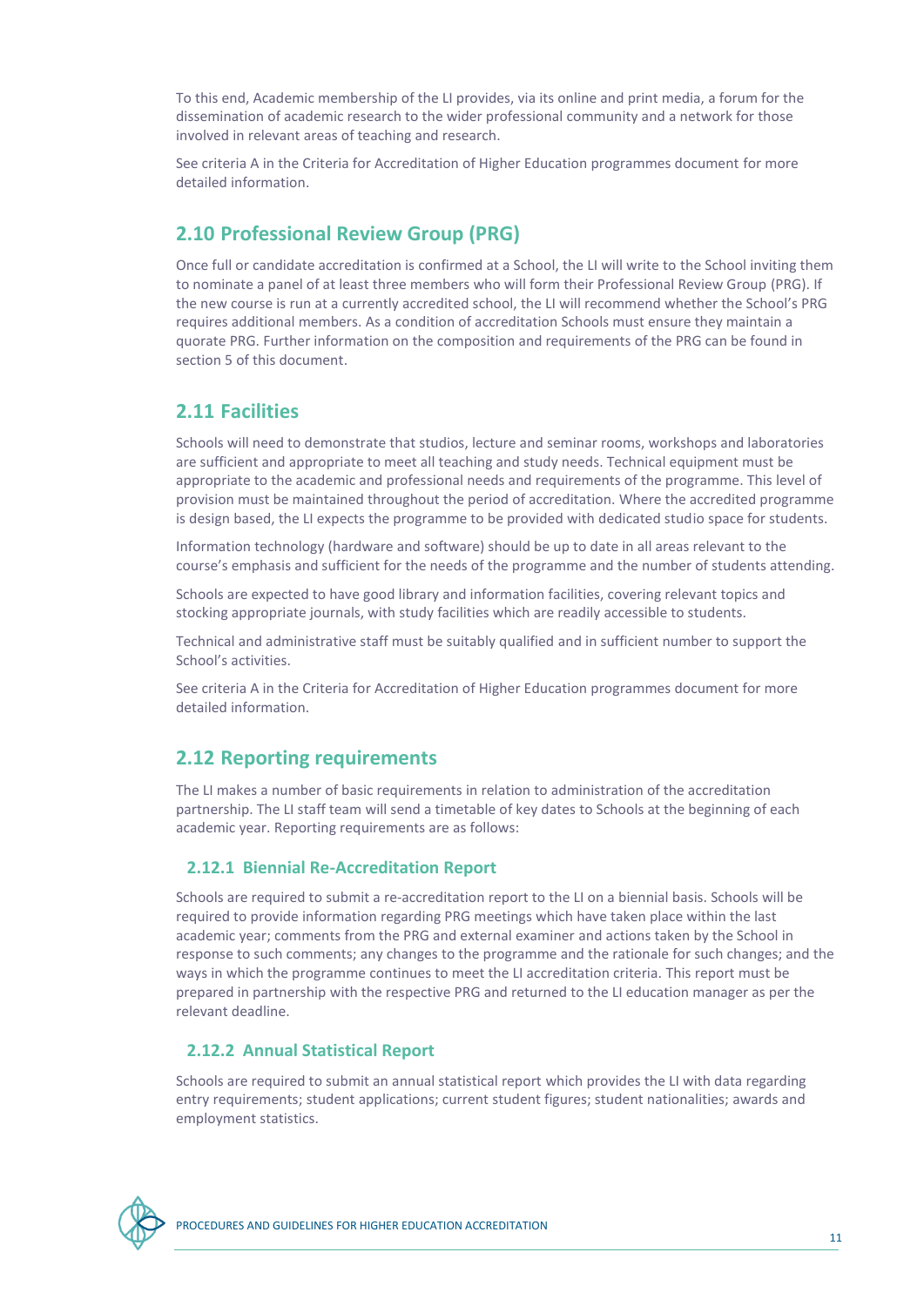To this end, Academic membership of the LI provides, via its online and print media, a forum for the dissemination of academic research to the wider professional community and a network for those involved in relevant areas of teaching and research.

See criteria A in the Criteria for Accreditation of Higher Education programmes document for more detailed information.

## 2.10 Professional Review Group (PRG)

Once full or candidate accreditation is confirmed at a School, the LI will write to the School inviting them to nominate a panel of at least three members who will form their Professional Review Group (PRG). If the new course is run at a currently accredited school, the LI will recommend whether the School's PRG requires additional members. As a condition of accreditation Schools must ensure they maintain a quorate PRG. Further information on the composition and requirements of the PRG can be found in section 5 of this document.

## 2.11 Facilities

Schools will need to demonstrate that studios, lecture and seminar rooms, workshops and laboratories are sufficient and appropriate to meet all teaching and study needs. Technical equipment must be appropriate to the academic and professional needs and requirements of the programme. This level of provision must be maintained throughout the period of accreditation. Where the accredited programme is design based, the LI expects the programme to be provided with dedicated studio space for students.

Information technology (hardware and software) should be up to date in all areas relevant to the course's emphasis and sufficient for the needs of the programme and the number of students attending.

Schools are expected to have good library and information facilities, covering relevant topics and stocking appropriate journals, with study facilities which are readily accessible to students.

Technical and administrative staff must be suitably qualified and in sufficient number to support the School's activities.

See criteria A in the Criteria for Accreditation of Higher Education programmes document for more detailed information.

## 2.12 Reporting requirements

The LI makes a number of basic requirements in relation to administration of the accreditation partnership. The LI staff team will send a timetable of key dates to Schools at the beginning of each academic year. Reporting requirements are as follows:

### 2.12.1 Biennial Re-Accreditation Report

Schools are required to submit a re-accreditation report to the LI on a biennial basis. Schools will be required to provide information regarding PRG meetings which have taken place within the last academic year; comments from the PRG and external examiner and actions taken by the School in response to such comments; any changes to the programme and the rationale for such changes; and the ways in which the programme continues to meet the LI accreditation criteria. This report must be prepared in partnership with the respective PRG and returned to the LI education manager as per the relevant deadline.

### 2.12.2 Annual Statistical Report

Schools are required to submit an annual statistical report which provides the LI with data regarding entry requirements; student applications; current student figures; student nationalities; awards and employment statistics.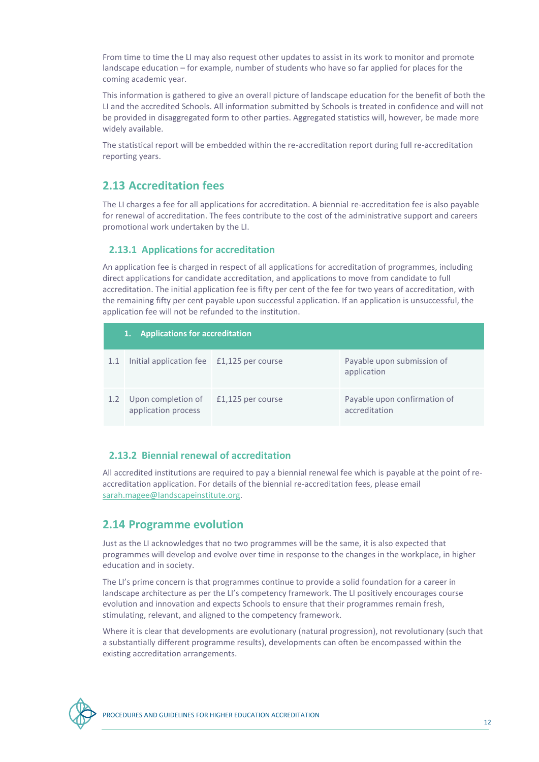From time to time the LI may also request other updates to assist in its work to monitor and promote landscape education – for example, number of students who have so far applied for places for the coming academic year.

This information is gathered to give an overall picture of landscape education for the benefit of both the LI and the accredited Schools. All information submitted by Schools is treated in confidence and will not be provided in disaggregated form to other parties. Aggregated statistics will, however, be made more widely available.

The statistical report will be embedded within the re-accreditation report during full re-accreditation reporting years.

## 2.13 Accreditation fees

The LI charges a fee for all applications for accreditation. A biennial re-accreditation fee is also payable for renewal of accreditation. The fees contribute to the cost of the administrative support and careers promotional work undertaken by the LI.

### 2.13.1 Applications for accreditation

An application fee is charged in respect of all applications for accreditation of programmes, including direct applications for candidate accreditation, and applications to move from candidate to full accreditation. The initial application fee is fifty per cent of the fee for two years of accreditation, with the remaining fifty per cent payable upon successful application. If an application is unsuccessful, the application fee will not be refunded to the institution.

| 1. Applications for accreditation | | | |
|---|---|---|---|
| 1.1 | Initial application fee | £1,125 per course | Payable upon submission of application |
| 1.2 | Upon completion of application process | £1,125 per course | Payable upon confirmation of accreditation |

### 2.13.2 Biennial renewal of accreditation

All accredited institutions are required to pay a biennial renewal fee which is payable at the point of re-accreditation application. For details of the biennial re-accreditation fees, please email sarah.magee@landscapeinstitute.org.

## 2.14 Programme evolution

Just as the LI acknowledges that no two programmes will be the same, it is also expected that programmes will develop and evolve over time in response to the changes in the workplace, in higher education and in society.

The LI's prime concern is that programmes continue to provide a solid foundation for a career in landscape architecture as per the LI's competency framework. The LI positively encourages course evolution and innovation and expects Schools to ensure that their programmes remain fresh, stimulating, relevant, and aligned to the competency framework.

Where it is clear that developments are evolutionary (natural progression), not revolutionary (such that a substantially different programme results), developments can often be encompassed within the existing accreditation arrangements.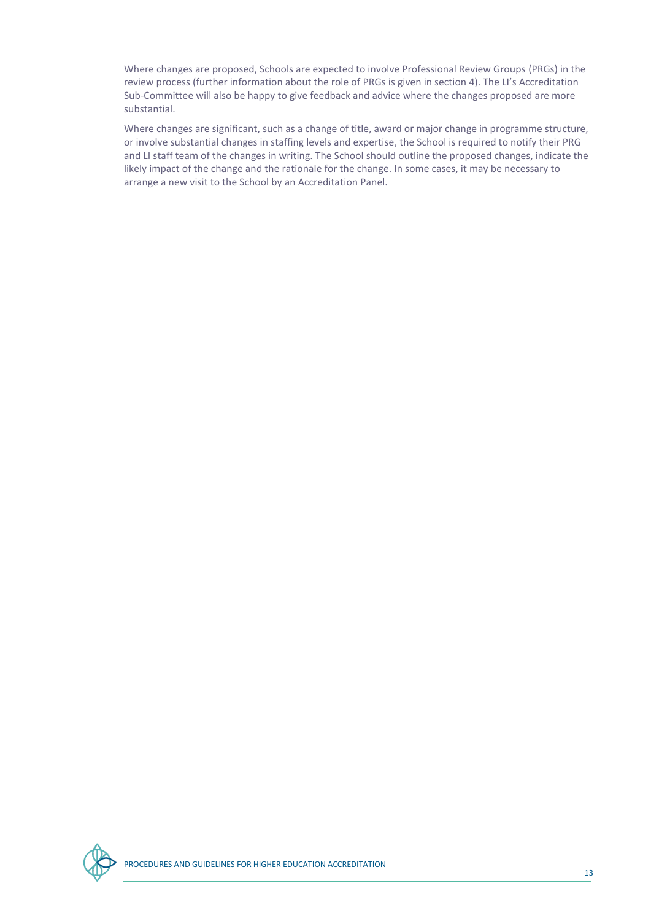Where changes are proposed, Schools are expected to involve Professional Review Groups (PRGs) in the review process (further information about the role of PRGs is given in section 4). The LI's Accreditation Sub-Committee will also be happy to give feedback and advice where the changes proposed are more substantial.

Where changes are significant, such as a change of title, award or major change in programme structure, or involve substantial changes in staffing levels and expertise, the School is required to notify their PRG and LI staff team of the changes in writing. The School should outline the proposed changes, indicate the likely impact of the change and the rationale for the change. In some cases, it may be necessary to arrange a new visit to the School by an Accreditation Panel.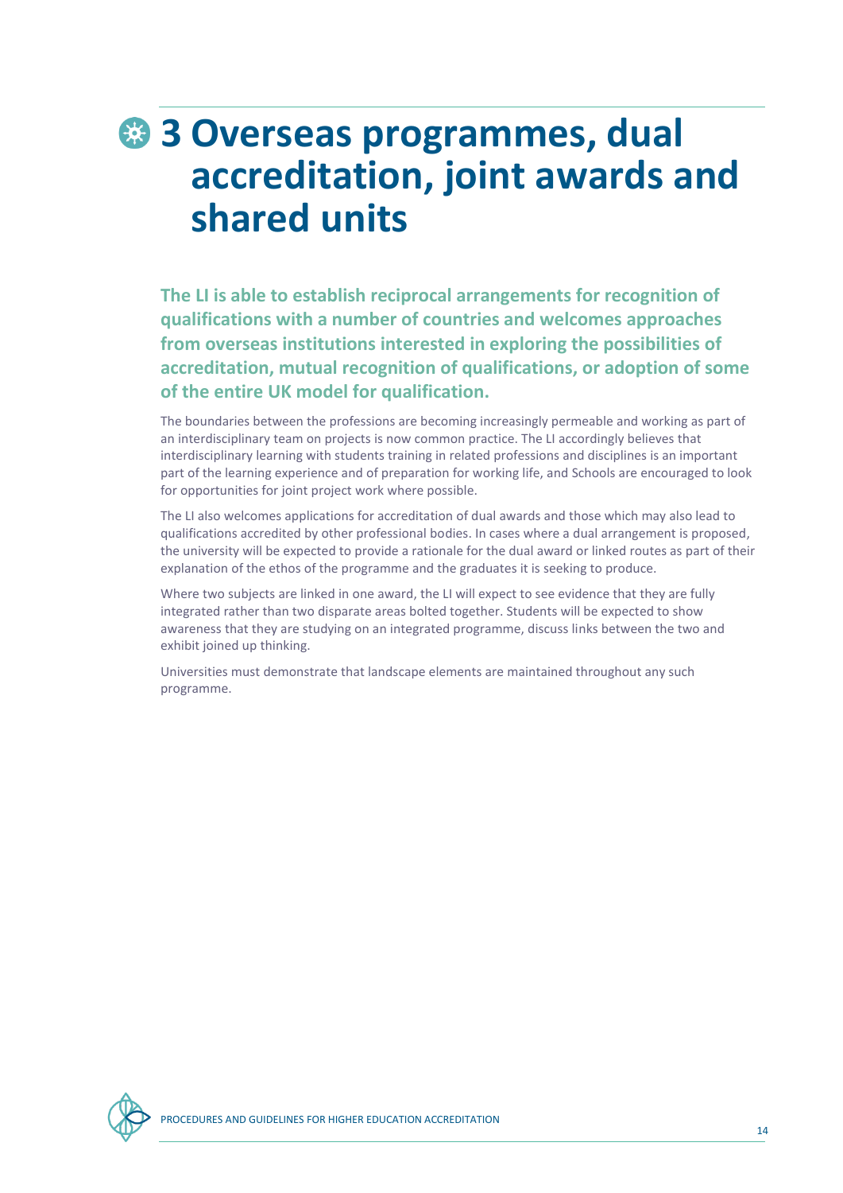# 3 Overseas programmes, dual accreditation, joint awards and shared units

**The LI is able to establish reciprocal arrangements for recognition of qualifications with a number of countries and welcomes approaches from overseas institutions interested in exploring the possibilities of accreditation, mutual recognition of qualifications, or adoption of some of the entire UK model for qualification.**

The boundaries between the professions are becoming increasingly permeable and working as part of an interdisciplinary team on projects is now common practice. The LI accordingly believes that interdisciplinary learning with students training in related professions and disciplines is an important part of the learning experience and of preparation for working life, and Schools are encouraged to look for opportunities for joint project work where possible.

The LI also welcomes applications for accreditation of dual awards and those which may also lead to qualifications accredited by other professional bodies. In cases where a dual arrangement is proposed, the university will be expected to provide a rationale for the dual award or linked routes as part of their explanation of the ethos of the programme and the graduates it is seeking to produce.

Where two subjects are linked in one award, the LI will expect to see evidence that they are fully integrated rather than two disparate areas bolted together. Students will be expected to show awareness that they are studying on an integrated programme, discuss links between the two and exhibit joined up thinking.

Universities must demonstrate that landscape elements are maintained throughout any such programme.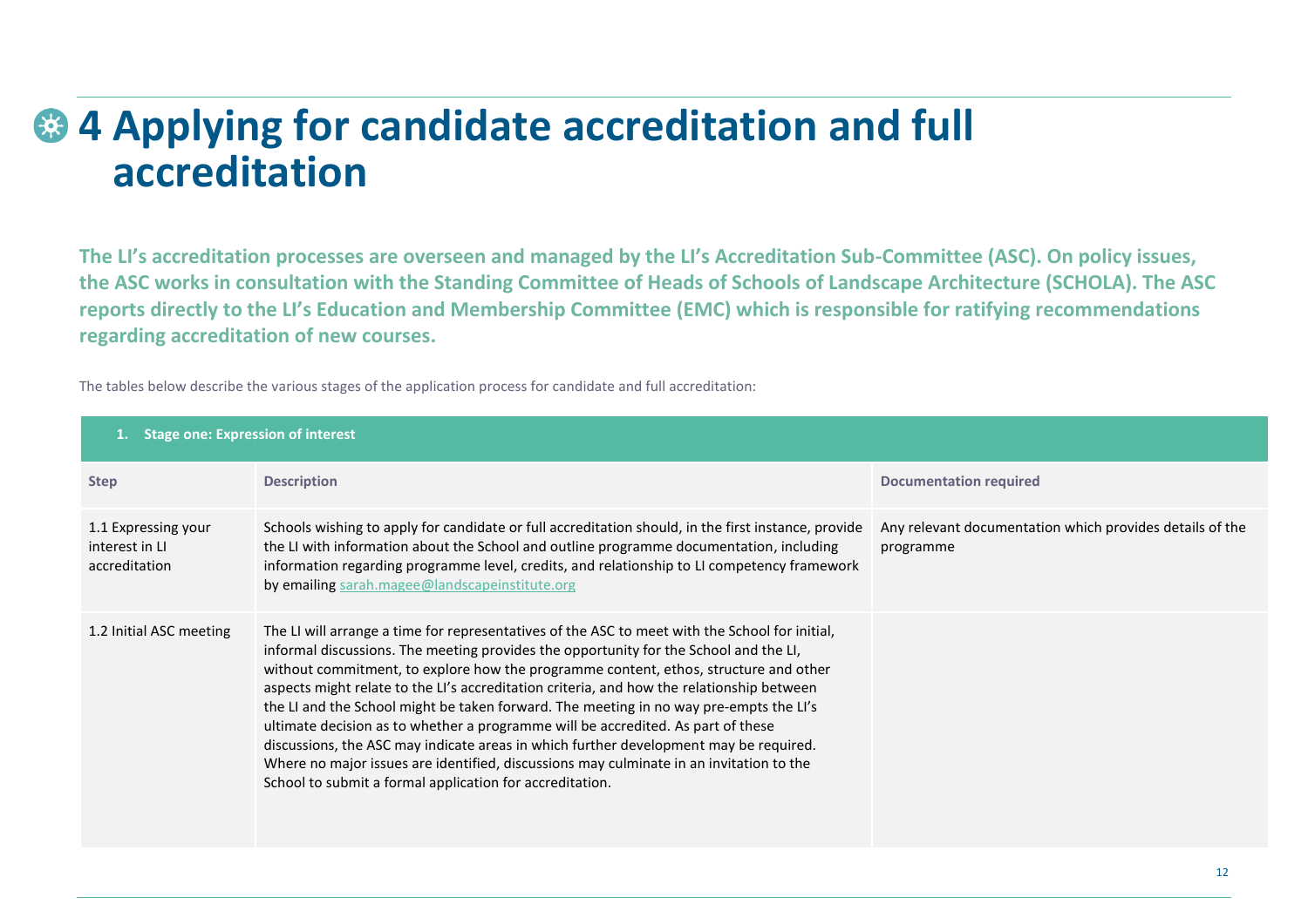# 4 Applying for candidate accreditation and full accreditation

**The LI's accreditation processes are overseen and managed by the LI's Accreditation Sub-Committee (ASC). On policy issues, the ASC works in consultation with the Standing Committee of Heads of Schools of Landscape Architecture (SCHOLA). The ASC reports directly to the LI's Education and Membership Committee (EMC) which is responsible for ratifying recommendations regarding accreditation of new courses.**

The tables below describe the various stages of the application process for candidate and full accreditation:

| **1. Stage one: Expression of interest** | | |
|---|---|---|
| **Step** | **Description** | **Documentation required** |
| 1.1 Expressing your interest in LI accreditation | Schools wishing to apply for candidate or full accreditation should, in the first instance, provide the LI with information about the School and outline programme documentation, including information regarding programme level, credits, and relationship to LI competency framework by emailing sarah.magee@landscapeinstitute.org | Any relevant documentation which provides details of the programme |
| 1.2 Initial ASC meeting | The LI will arrange a time for representatives of the ASC to meet with the School for initial, informal discussions. The meeting provides the opportunity for the School and the LI, without commitment, to explore how the programme content, ethos, structure and other aspects might relate to the LI's accreditation criteria, and how the relationship between the LI and the School might be taken forward. The meeting in no way pre-empts the LI's ultimate decision as to whether a programme will be accredited. As part of these discussions, the ASC may indicate areas in which further development may be required. Where no major issues are identified, discussions may culminate in an invitation to the School to submit a formal application for accreditation. | |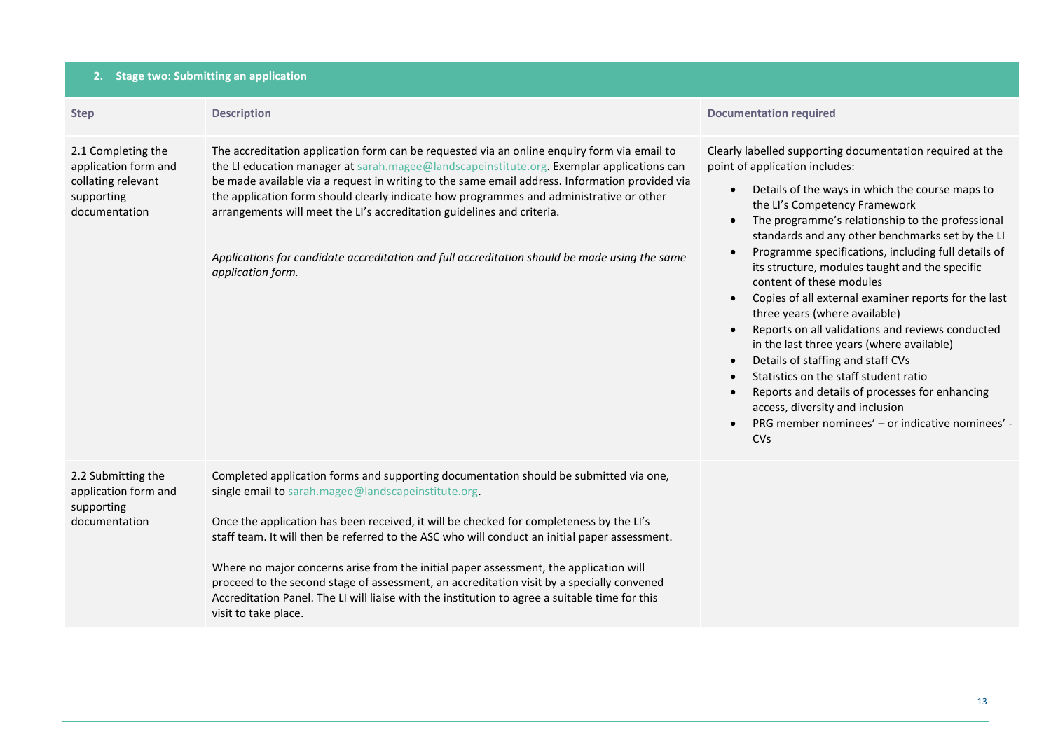## 2. Stage two: Submitting an application

| Step | Description | Documentation required |
|---|---|---|
| 2.1 Completing the application form and collating relevant supporting documentation | The accreditation application form can be requested via an online enquiry form via email to the LI education manager at sarah.magee@landscapeinstitute.org. Exemplar applications can be made available via a request in writing to the same email address. Information provided via the application form should clearly indicate how programmes and administrative or other arrangements will meet the LI's accreditation guidelines and criteria.<br><br>*Applications for candidate accreditation and full accreditation should be made using the same application form.* | Clearly labelled supporting documentation required at the point of application includes:<br>• Details of the ways in which the course maps to the LI's Competency Framework<br>• The programme's relationship to the professional standards and any other benchmarks set by the LI<br>• Programme specifications, including full details of its structure, modules taught and the specific content of these modules<br>• Copies of all external examiner reports for the last three years (where available)<br>• Reports on all validations and reviews conducted in the last three years (where available)<br>• Details of staffing and staff CVs<br>• Statistics on the staff student ratio<br>• Reports and details of processes for enhancing access, diversity and inclusion<br>• PRG member nominees' – or indicative nominees' - CVs |
| 2.2 Submitting the application form and supporting documentation | Completed application forms and supporting documentation should be submitted via one, single email to sarah.magee@landscapeinstitute.org.<br><br>Once the application has been received, it will be checked for completeness by the LI's staff team. It will then be referred to the ASC who will conduct an initial paper assessment.<br><br>Where no major concerns arise from the initial paper assessment, the application will proceed to the second stage of assessment, an accreditation visit by a specially convened Accreditation Panel. The LI will liaise with the institution to agree a suitable time for this visit to take place. | |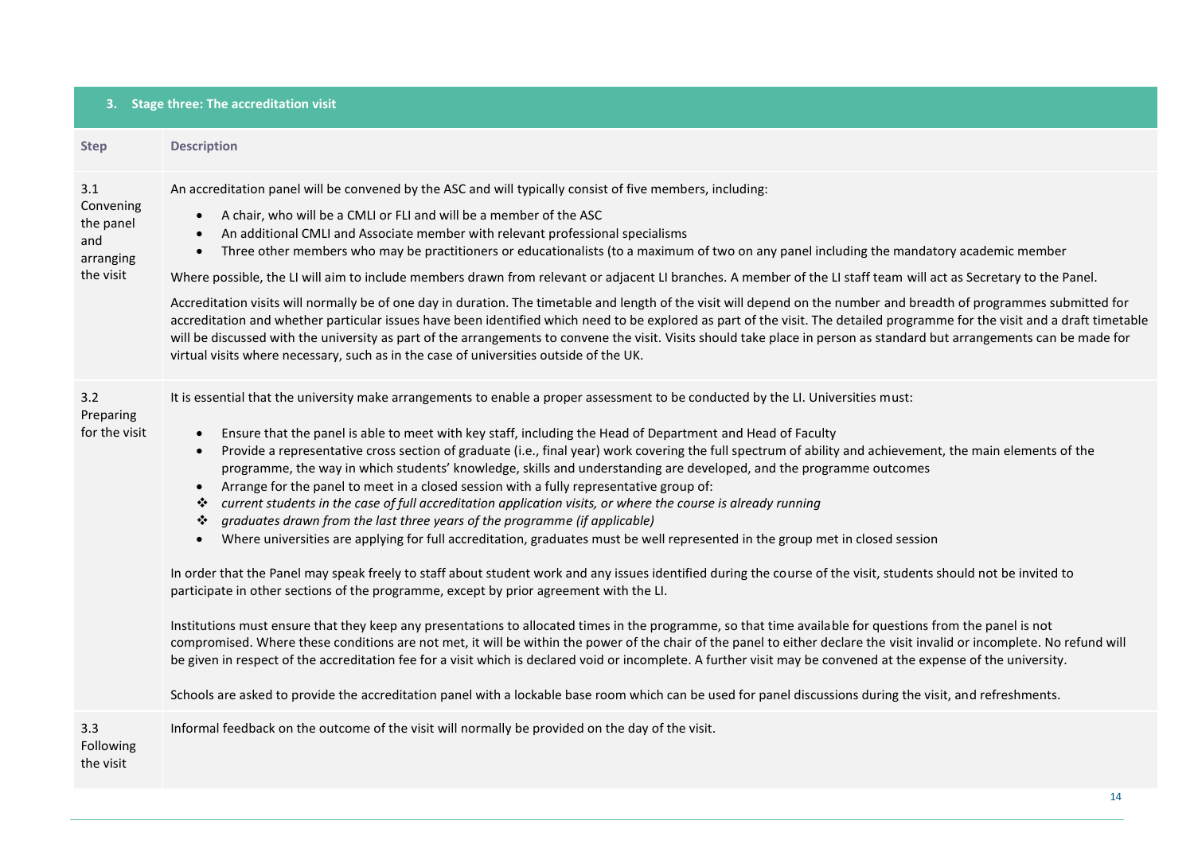| 3. Stage three: The accreditation visit | |
|---|---|
| **Step** | **Description** |
| 3.1 Convening the panel and arranging the visit | An accreditation panel will be convened by the ASC and will typically consist of five members, including:<br>• A chair, who will be a CMLI or FLI and will be a member of the ASC<br>• An additional CMLI and Associate member with relevant professional specialisms<br>• Three other members who may be practitioners or educationalists (to a maximum of two on any panel including the mandatory academic member<br><br>Where possible, the LI will aim to include members drawn from relevant or adjacent LI branches. A member of the LI staff team will act as Secretary to the Panel.<br><br>Accreditation visits will normally be of one day in duration. The timetable and length of the visit will depend on the number and breadth of programmes submitted for accreditation and whether particular issues have been identified which need to be explored as part of the visit. The detailed programme for the visit and a draft timetable will be discussed with the university as part of the arrangements to convene the visit. Visits should take place in person as standard but arrangements can be made for virtual visits where necessary, such as in the case of universities outside of the UK. |
| 3.2 Preparing for the visit | It is essential that the university make arrangements to enable a proper assessment to be conducted by the LI. Universities must:<br><br>• Ensure that the panel is able to meet with key staff, including the Head of Department and Head of Faculty<br>• Provide a representative cross section of graduate (i.e., final year) work covering the full spectrum of ability and achievement, the main elements of the programme, the way in which students' knowledge, skills and understanding are developed, and the programme outcomes<br>• Arrange for the panel to meet in a closed session with a fully representative group of:<br>❖ *current students in the case of full accreditation application visits, or where the course is already running*<br>❖ *graduates drawn from the last three years of the programme (if applicable)*<br>• Where universities are applying for full accreditation, graduates must be well represented in the group met in closed session<br><br>In order that the Panel may speak freely to staff about student work and any issues identified during the course of the visit, students should not be invited to participate in other sections of the programme, except by prior agreement with the LI.<br><br>Institutions must ensure that they keep any presentations to allocated times in the programme, so that time available for questions from the panel is not compromised. Where these conditions are not met, it will be within the power of the chair of the panel to either declare the visit invalid or incomplete. No refund will be given in respect of the accreditation fee for a visit which is declared void or incomplete. A further visit may be convened at the expense of the university.<br><br>Schools are asked to provide the accreditation panel with a lockable base room which can be used for panel discussions during the visit, and refreshments. |
| 3.3 Following the visit | Informal feedback on the outcome of the visit will normally be provided on the day of the visit. |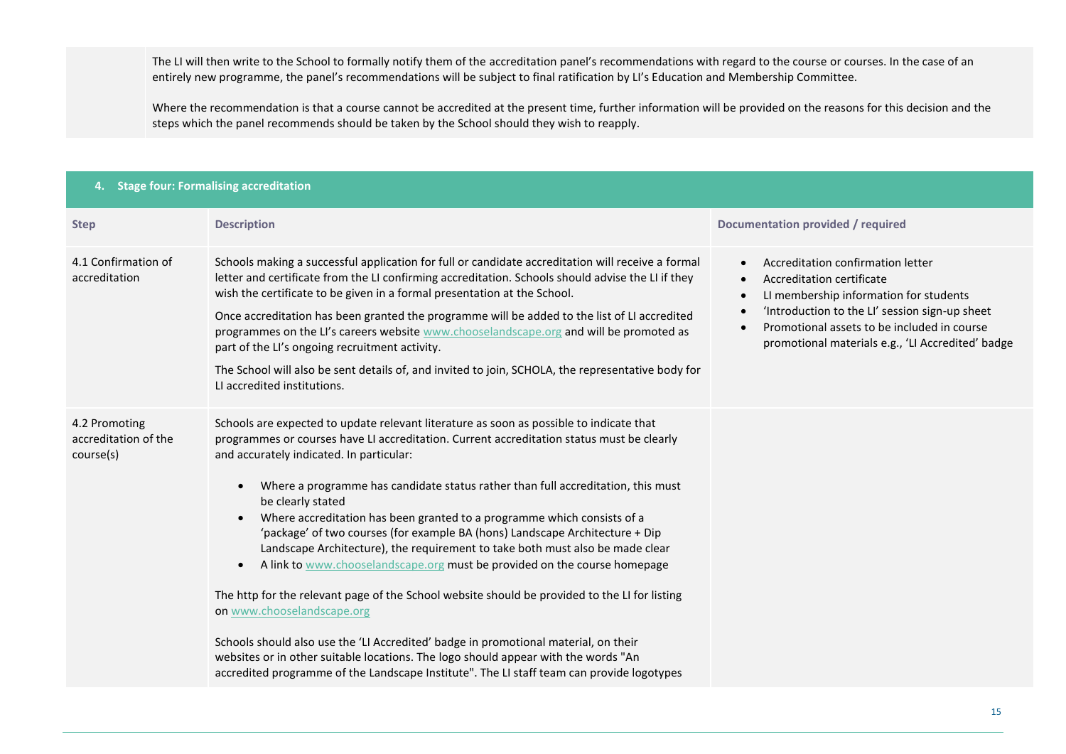The LI will then write to the School to formally notify them of the accreditation panel's recommendations with regard to the course or courses. In the case of an entirely new programme, the panel's recommendations will be subject to final ratification by LI's Education and Membership Committee.

Where the recommendation is that a course cannot be accredited at the present time, further information will be provided on the reasons for this decision and the steps which the panel recommends should be taken by the School should they wish to reapply.

## 4. Stage four: Formalising accreditation

| Step | Description | Documentation provided / required |
|---|---|---|
| 4.1 Confirmation of accreditation | Schools making a successful application for full or candidate accreditation will receive a formal letter and certificate from the LI confirming accreditation. Schools should advise the LI if they wish the certificate to be given in a formal presentation at the School.<br><br>Once accreditation has been granted the programme will be added to the list of LI accredited programmes on the LI's careers website www.chooselandscape.org and will be promoted as part of the LI's ongoing recruitment activity.<br><br>The School will also be sent details of, and invited to join, SCHOLA, the representative body for LI accredited institutions. | • Accreditation confirmation letter<br>• Accreditation certificate<br>• LI membership information for students<br>• 'Introduction to the LI' session sign-up sheet<br>• Promotional assets to be included in course promotional materials e.g., 'LI Accredited' badge |
| 4.2 Promoting accreditation of the course(s) | Schools are expected to update relevant literature as soon as possible to indicate that programmes or courses have LI accreditation. Current accreditation status must be clearly and accurately indicated. In particular:<br><br>• Where a programme has candidate status rather than full accreditation, this must be clearly stated<br>• Where accreditation has been granted to a programme which consists of a 'package' of two courses (for example BA (hons) Landscape Architecture + Dip Landscape Architecture), the requirement to take both must also be made clear<br>• A link to www.chooselandscape.org must be provided on the course homepage<br><br>The http for the relevant page of the School website should be provided to the LI for listing on www.chooselandscape.org<br><br>Schools should also use the 'LI Accredited' badge in promotional material, on their websites or in other suitable locations. The logo should appear with the words "An accredited programme of the Landscape Institute". The LI staff team can provide logotypes | |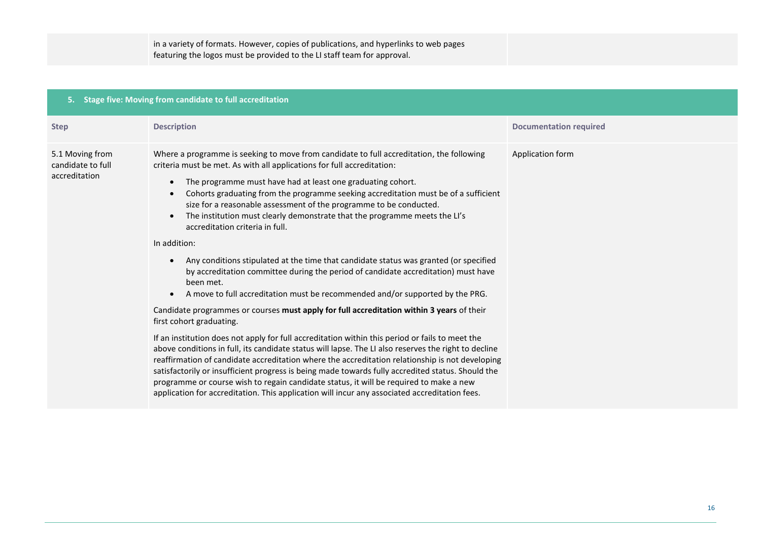| | | |
|---|---|---|
| | in a variety of formats. However, copies of publications, and hyperlinks to web pages featuring the logos must be provided to the LI staff team for approval. | |

| **5. Stage five: Moving from candidate to full accreditation** | | |
|---|---|---|
| **Step** | **Description** | **Documentation required** |
| 5.1 Moving from candidate to full accreditation | Where a programme is seeking to move from candidate to full accreditation, the following criteria must be met. As with all applications for full accreditation:<br>• The programme must have had at least one graduating cohort.<br>• Cohorts graduating from the programme seeking accreditation must be of a sufficient size for a reasonable assessment of the programme to be conducted.<br>• The institution must clearly demonstrate that the programme meets the LI's accreditation criteria in full.<br>In addition:<br>• Any conditions stipulated at the time that candidate status was granted (or specified by accreditation committee during the period of candidate accreditation) must have been met.<br>• A move to full accreditation must be recommended and/or supported by the PRG.<br>Candidate programmes or courses **must apply for full accreditation within 3 years** of their first cohort graduating.<br>If an institution does not apply for full accreditation within this period or fails to meet the above conditions in full, its candidate status will lapse. The LI also reserves the right to decline reaffirmation of candidate accreditation where the accreditation relationship is not developing satisfactorily or insufficient progress is being made towards fully accredited status. Should the programme or course wish to regain candidate status, it will be required to make a new application for accreditation. This application will incur any associated accreditation fees. | Application form |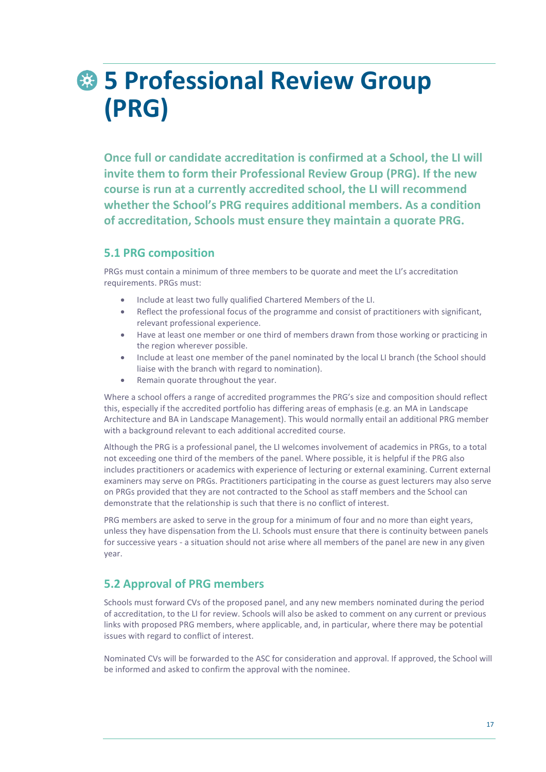# 5 Professional Review Group (PRG)

**Once full or candidate accreditation is confirmed at a School, the LI will invite them to form their Professional Review Group (PRG). If the new course is run at a currently accredited school, the LI will recommend whether the School's PRG requires additional members. As a condition of accreditation, Schools must ensure they maintain a quorate PRG.**

## 5.1 PRG composition

PRGs must contain a minimum of three members to be quorate and meet the LI's accreditation requirements. PRGs must:

- Include at least two fully qualified Chartered Members of the LI.
- Reflect the professional focus of the programme and consist of practitioners with significant, relevant professional experience.
- Have at least one member or one third of members drawn from those working or practicing in the region wherever possible.
- Include at least one member of the panel nominated by the local LI branch (the School should liaise with the branch with regard to nomination).
- Remain quorate throughout the year.

Where a school offers a range of accredited programmes the PRG's size and composition should reflect this, especially if the accredited portfolio has differing areas of emphasis (e.g. an MA in Landscape Architecture and BA in Landscape Management). This would normally entail an additional PRG member with a background relevant to each additional accredited course.

Although the PRG is a professional panel, the LI welcomes involvement of academics in PRGs, to a total not exceeding one third of the members of the panel. Where possible, it is helpful if the PRG also includes practitioners or academics with experience of lecturing or external examining. Current external examiners may serve on PRGs. Practitioners participating in the course as guest lecturers may also serve on PRGs provided that they are not contracted to the School as staff members and the School can demonstrate that the relationship is such that there is no conflict of interest.

PRG members are asked to serve in the group for a minimum of four and no more than eight years, unless they have dispensation from the LI. Schools must ensure that there is continuity between panels for successive years - a situation should not arise where all members of the panel are new in any given year.

## 5.2 Approval of PRG members

Schools must forward CVs of the proposed panel, and any new members nominated during the period of accreditation, to the LI for review. Schools will also be asked to comment on any current or previous links with proposed PRG members, where applicable, and, in particular, where there may be potential issues with regard to conflict of interest.

Nominated CVs will be forwarded to the ASC for consideration and approval. If approved, the School will be informed and asked to confirm the approval with the nominee.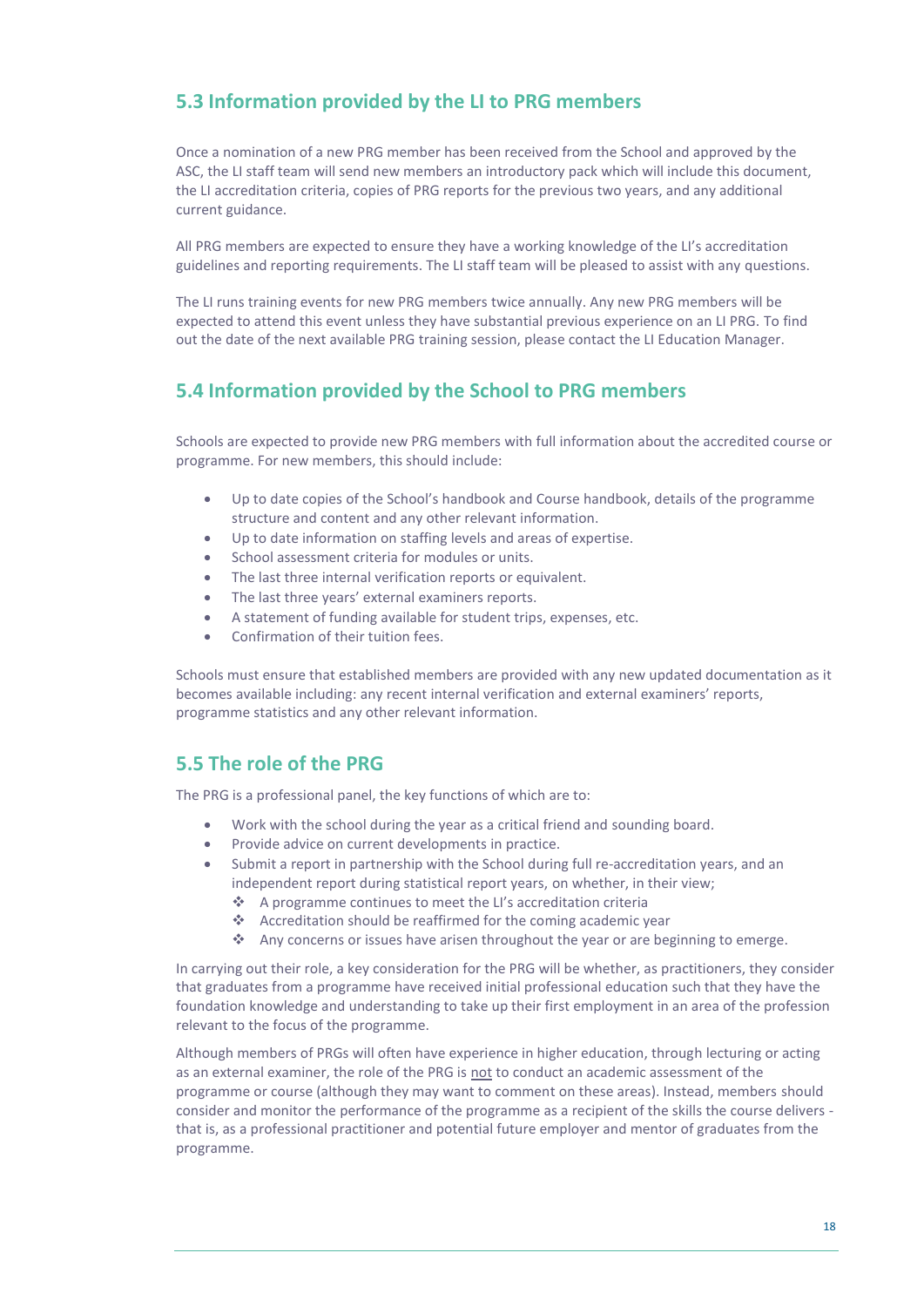## 5.3 Information provided by the LI to PRG members

Once a nomination of a new PRG member has been received from the School and approved by the ASC, the LI staff team will send new members an introductory pack which will include this document, the LI accreditation criteria, copies of PRG reports for the previous two years, and any additional current guidance.

All PRG members are expected to ensure they have a working knowledge of the LI's accreditation guidelines and reporting requirements. The LI staff team will be pleased to assist with any questions.

The LI runs training events for new PRG members twice annually. Any new PRG members will be expected to attend this event unless they have substantial previous experience on an LI PRG. To find out the date of the next available PRG training session, please contact the LI Education Manager.

## 5.4 Information provided by the School to PRG members

Schools are expected to provide new PRG members with full information about the accredited course or programme. For new members, this should include:

- Up to date copies of the School's handbook and Course handbook, details of the programme structure and content and any other relevant information.
- Up to date information on staffing levels and areas of expertise.
- School assessment criteria for modules or units.
- The last three internal verification reports or equivalent.
- The last three years' external examiners reports.
- A statement of funding available for student trips, expenses, etc.
- Confirmation of their tuition fees.

Schools must ensure that established members are provided with any new updated documentation as it becomes available including: any recent internal verification and external examiners' reports, programme statistics and any other relevant information.

## 5.5 The role of the PRG

The PRG is a professional panel, the key functions of which are to:

- Work with the school during the year as a critical friend and sounding board.
- Provide advice on current developments in practice.
- Submit a report in partnership with the School during full re-accreditation years, and an independent report during statistical report years, on whether, in their view;
  - A programme continues to meet the LI's accreditation criteria
  - Accreditation should be reaffirmed for the coming academic year
  - Any concerns or issues have arisen throughout the year or are beginning to emerge.

In carrying out their role, a key consideration for the PRG will be whether, as practitioners, they consider that graduates from a programme have received initial professional education such that they have the foundation knowledge and understanding to take up their first employment in an area of the profession relevant to the focus of the programme.

Although members of PRGs will often have experience in higher education, through lecturing or acting as an external examiner, the role of the PRG is <u>not</u> to conduct an academic assessment of the programme or course (although they may want to comment on these areas). Instead, members should consider and monitor the performance of the programme as a recipient of the skills the course delivers - that is, as a professional practitioner and potential future employer and mentor of graduates from the programme.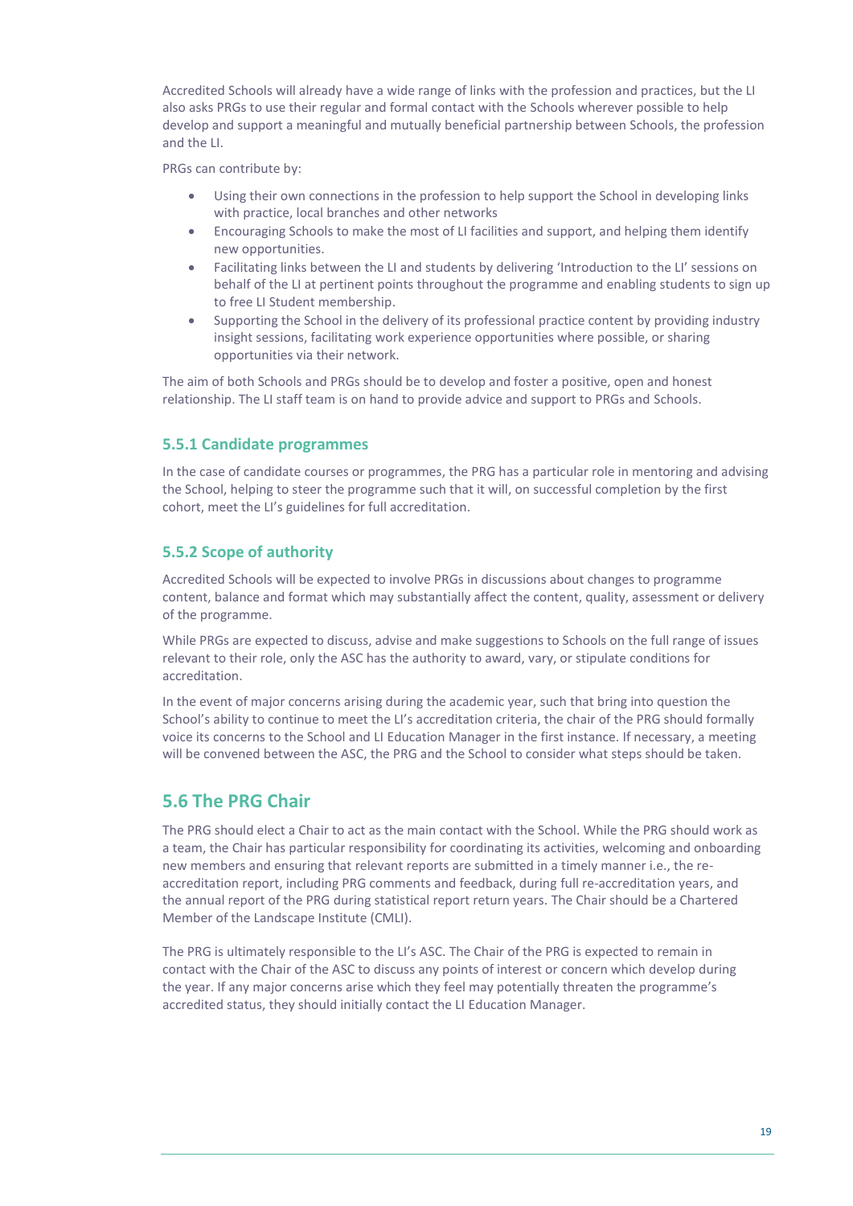Accredited Schools will already have a wide range of links with the profession and practices, but the LI also asks PRGs to use their regular and formal contact with the Schools wherever possible to help develop and support a meaningful and mutually beneficial partnership between Schools, the profession and the LI.

PRGs can contribute by:

- Using their own connections in the profession to help support the School in developing links with practice, local branches and other networks
- Encouraging Schools to make the most of LI facilities and support, and helping them identify new opportunities.
- Facilitating links between the LI and students by delivering 'Introduction to the LI' sessions on behalf of the LI at pertinent points throughout the programme and enabling students to sign up to free LI Student membership.
- Supporting the School in the delivery of its professional practice content by providing industry insight sessions, facilitating work experience opportunities where possible, or sharing opportunities via their network.

The aim of both Schools and PRGs should be to develop and foster a positive, open and honest relationship. The LI staff team is on hand to provide advice and support to PRGs and Schools.

### 5.5.1 Candidate programmes

In the case of candidate courses or programmes, the PRG has a particular role in mentoring and advising the School, helping to steer the programme such that it will, on successful completion by the first cohort, meet the LI's guidelines for full accreditation.

### 5.5.2 Scope of authority

Accredited Schools will be expected to involve PRGs in discussions about changes to programme content, balance and format which may substantially affect the content, quality, assessment or delivery of the programme.

While PRGs are expected to discuss, advise and make suggestions to Schools on the full range of issues relevant to their role, only the ASC has the authority to award, vary, or stipulate conditions for accreditation.

In the event of major concerns arising during the academic year, such that bring into question the School's ability to continue to meet the LI's accreditation criteria, the chair of the PRG should formally voice its concerns to the School and LI Education Manager in the first instance. If necessary, a meeting will be convened between the ASC, the PRG and the School to consider what steps should be taken.

## 5.6 The PRG Chair

The PRG should elect a Chair to act as the main contact with the School. While the PRG should work as a team, the Chair has particular responsibility for coordinating its activities, welcoming and onboarding new members and ensuring that relevant reports are submitted in a timely manner i.e., the re-accreditation report, including PRG comments and feedback, during full re-accreditation years, and the annual report of the PRG during statistical report return years. The Chair should be a Chartered Member of the Landscape Institute (CMLI).

The PRG is ultimately responsible to the LI's ASC. The Chair of the PRG is expected to remain in contact with the Chair of the ASC to discuss any points of interest or concern which develop during the year. If any major concerns arise which they feel may potentially threaten the programme's accredited status, they should initially contact the LI Education Manager.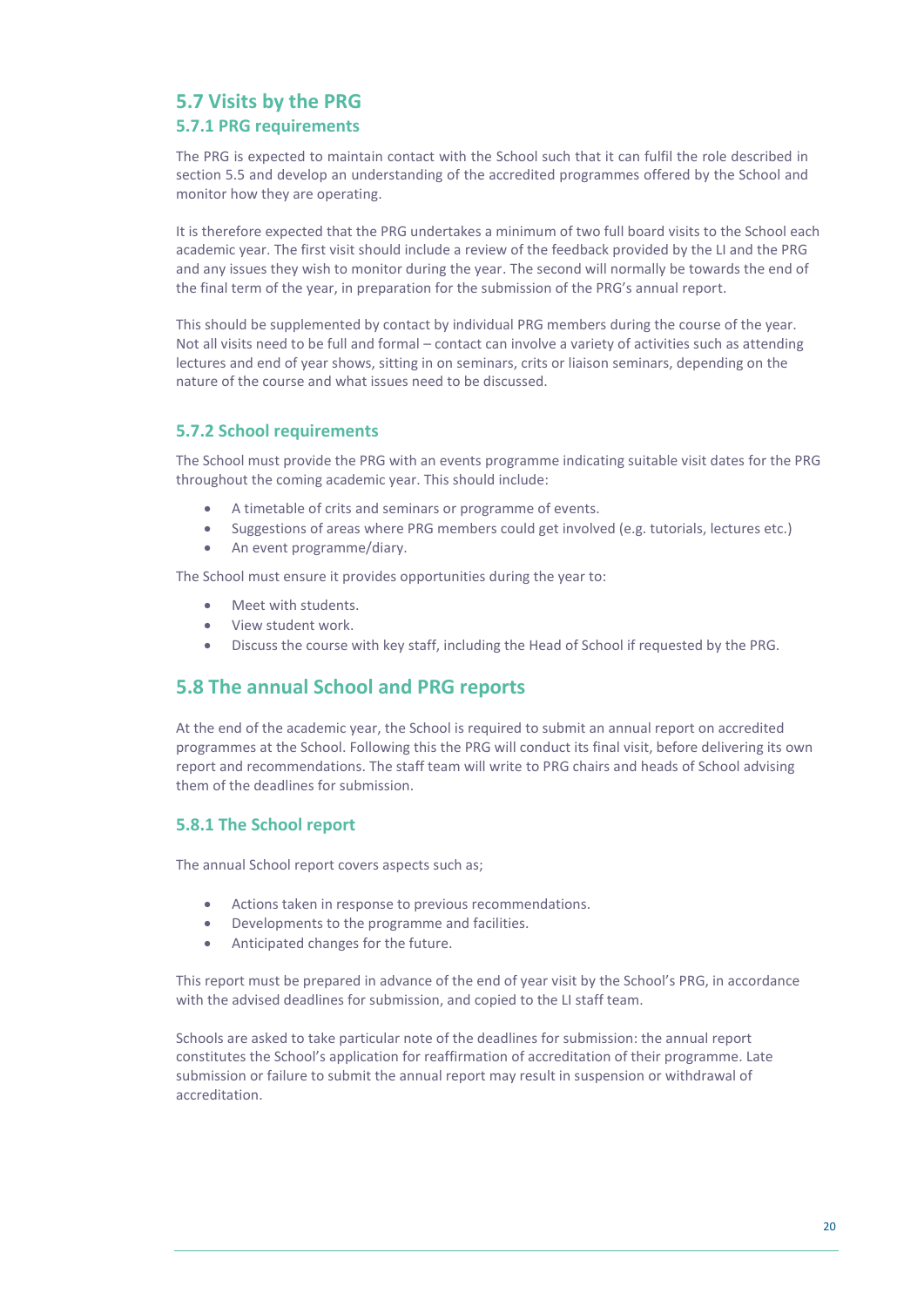## 5.7 Visits by the PRG

### 5.7.1 PRG requirements

The PRG is expected to maintain contact with the School such that it can fulfil the role described in section 5.5 and develop an understanding of the accredited programmes offered by the School and monitor how they are operating.

It is therefore expected that the PRG undertakes a minimum of two full board visits to the School each academic year. The first visit should include a review of the feedback provided by the LI and the PRG and any issues they wish to monitor during the year. The second will normally be towards the end of the final term of the year, in preparation for the submission of the PRG's annual report.

This should be supplemented by contact by individual PRG members during the course of the year. Not all visits need to be full and formal – contact can involve a variety of activities such as attending lectures and end of year shows, sitting in on seminars, crits or liaison seminars, depending on the nature of the course and what issues need to be discussed.

### 5.7.2 School requirements

The School must provide the PRG with an events programme indicating suitable visit dates for the PRG throughout the coming academic year. This should include:

- A timetable of crits and seminars or programme of events.
- Suggestions of areas where PRG members could get involved (e.g. tutorials, lectures etc.)
- An event programme/diary.

The School must ensure it provides opportunities during the year to:

- Meet with students.
- View student work.
- Discuss the course with key staff, including the Head of School if requested by the PRG.

## 5.8 The annual School and PRG reports

At the end of the academic year, the School is required to submit an annual report on accredited programmes at the School. Following this the PRG will conduct its final visit, before delivering its own report and recommendations. The staff team will write to PRG chairs and heads of School advising them of the deadlines for submission.

### 5.8.1 The School report

The annual School report covers aspects such as;

- Actions taken in response to previous recommendations.
- Developments to the programme and facilities.
- Anticipated changes for the future.

This report must be prepared in advance of the end of year visit by the School's PRG, in accordance with the advised deadlines for submission, and copied to the LI staff team.

Schools are asked to take particular note of the deadlines for submission: the annual report constitutes the School's application for reaffirmation of accreditation of their programme. Late submission or failure to submit the annual report may result in suspension or withdrawal of accreditation.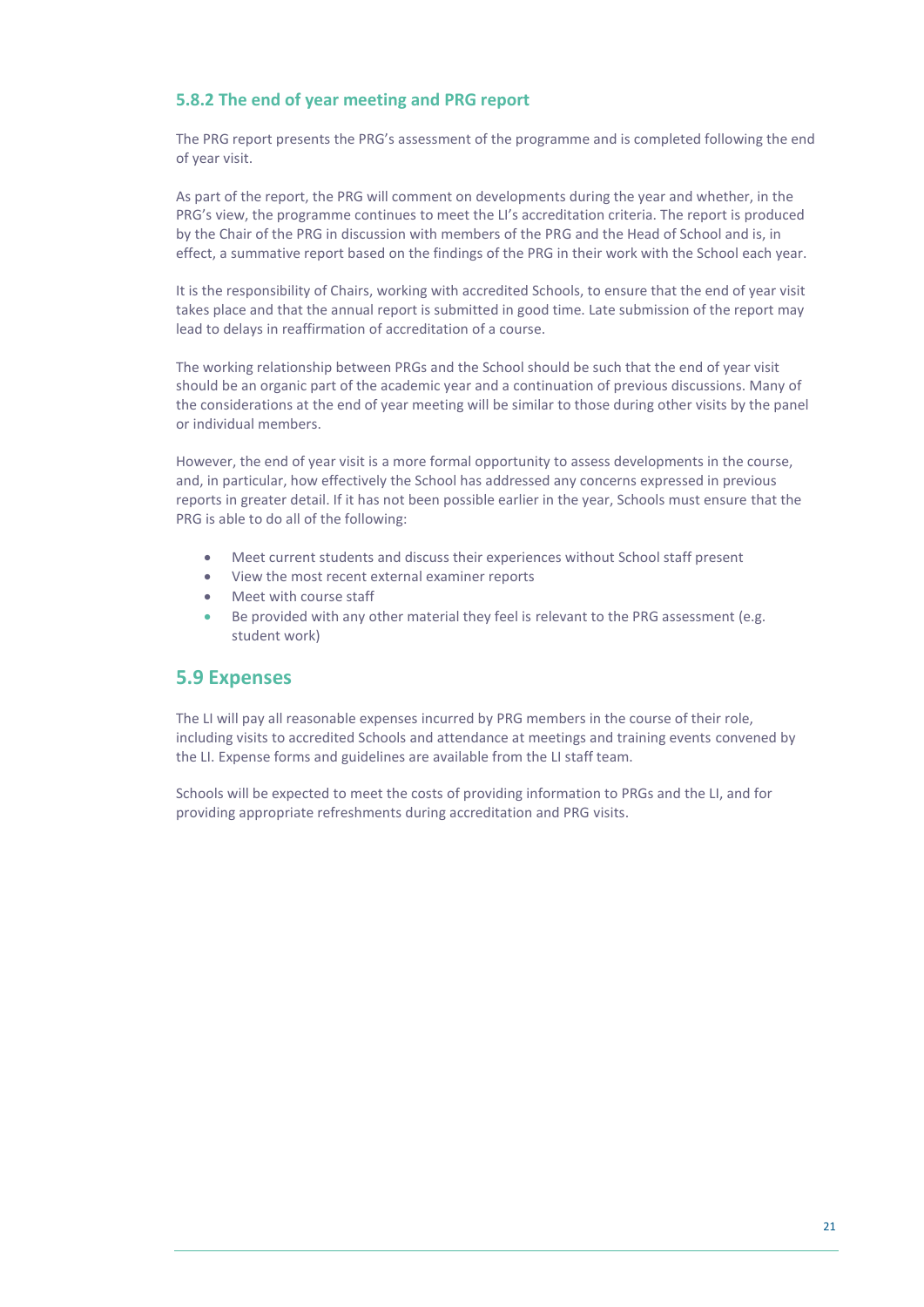### 5.8.2 The end of year meeting and PRG report

The PRG report presents the PRG's assessment of the programme and is completed following the end of year visit.

As part of the report, the PRG will comment on developments during the year and whether, in the PRG's view, the programme continues to meet the LI's accreditation criteria. The report is produced by the Chair of the PRG in discussion with members of the PRG and the Head of School and is, in effect, a summative report based on the findings of the PRG in their work with the School each year.

It is the responsibility of Chairs, working with accredited Schools, to ensure that the end of year visit takes place and that the annual report is submitted in good time. Late submission of the report may lead to delays in reaffirmation of accreditation of a course.

The working relationship between PRGs and the School should be such that the end of year visit should be an organic part of the academic year and a continuation of previous discussions. Many of the considerations at the end of year meeting will be similar to those during other visits by the panel or individual members.

However, the end of year visit is a more formal opportunity to assess developments in the course, and, in particular, how effectively the School has addressed any concerns expressed in previous reports in greater detail. If it has not been possible earlier in the year, Schools must ensure that the PRG is able to do all of the following:

- Meet current students and discuss their experiences without School staff present
- View the most recent external examiner reports
- Meet with course staff
- Be provided with any other material they feel is relevant to the PRG assessment (e.g. student work)

## 5.9 Expenses

The LI will pay all reasonable expenses incurred by PRG members in the course of their role, including visits to accredited Schools and attendance at meetings and training events convened by the LI. Expense forms and guidelines are available from the LI staff team.

Schools will be expected to meet the costs of providing information to PRGs and the LI, and for providing appropriate refreshments during accreditation and PRG visits.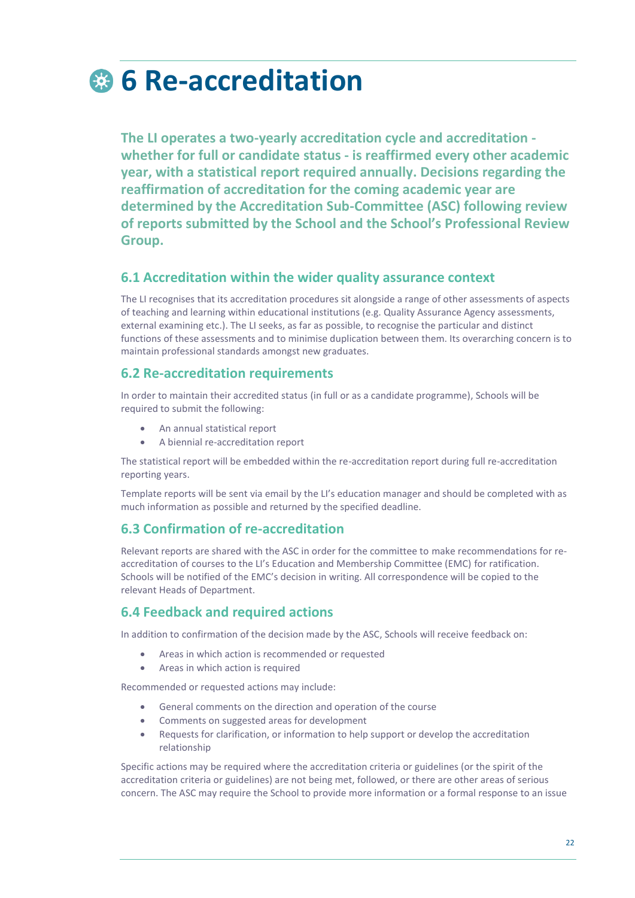# 6 Re-accreditation

**The LI operates a two-yearly accreditation cycle and accreditation - whether for full or candidate status - is reaffirmed every other academic year, with a statistical report required annually. Decisions regarding the reaffirmation of accreditation for the coming academic year are determined by the Accreditation Sub-Committee (ASC) following review of reports submitted by the School and the School's Professional Review Group.**

## 6.1 Accreditation within the wider quality assurance context

The LI recognises that its accreditation procedures sit alongside a range of other assessments of aspects of teaching and learning within educational institutions (e.g. Quality Assurance Agency assessments, external examining etc.). The LI seeks, as far as possible, to recognise the particular and distinct functions of these assessments and to minimise duplication between them. Its overarching concern is to maintain professional standards amongst new graduates.

## 6.2 Re-accreditation requirements

In order to maintain their accredited status (in full or as a candidate programme), Schools will be required to submit the following:

- An annual statistical report
- A biennial re-accreditation report

The statistical report will be embedded within the re-accreditation report during full re-accreditation reporting years.

Template reports will be sent via email by the LI's education manager and should be completed with as much information as possible and returned by the specified deadline.

## 6.3 Confirmation of re-accreditation

Relevant reports are shared with the ASC in order for the committee to make recommendations for re-accreditation of courses to the LI's Education and Membership Committee (EMC) for ratification. Schools will be notified of the EMC's decision in writing. All correspondence will be copied to the relevant Heads of Department.

## 6.4 Feedback and required actions

In addition to confirmation of the decision made by the ASC, Schools will receive feedback on:

- Areas in which action is recommended or requested
- Areas in which action is required

Recommended or requested actions may include:

- General comments on the direction and operation of the course
- Comments on suggested areas for development
- Requests for clarification, or information to help support or develop the accreditation relationship

Specific actions may be required where the accreditation criteria or guidelines (or the spirit of the accreditation criteria or guidelines) are not being met, followed, or there are other areas of serious concern. The ASC may require the School to provide more information or a formal response to an issue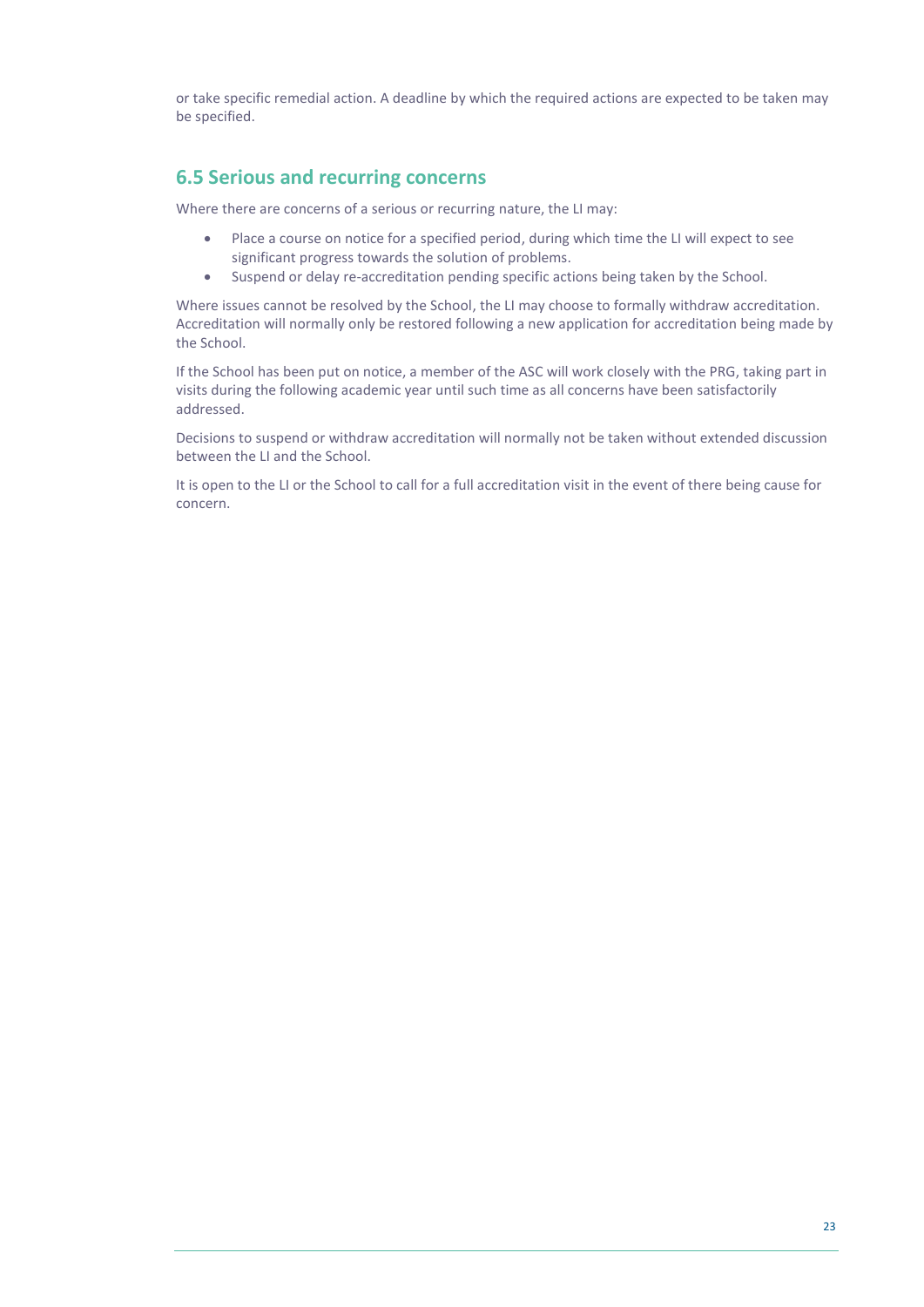or take specific remedial action. A deadline by which the required actions are expected to be taken may be specified.

## 6.5 Serious and recurring concerns

Where there are concerns of a serious or recurring nature, the LI may:

- Place a course on notice for a specified period, during which time the LI will expect to see significant progress towards the solution of problems.
- Suspend or delay re-accreditation pending specific actions being taken by the School.

Where issues cannot be resolved by the School, the LI may choose to formally withdraw accreditation. Accreditation will normally only be restored following a new application for accreditation being made by the School.

If the School has been put on notice, a member of the ASC will work closely with the PRG, taking part in visits during the following academic year until such time as all concerns have been satisfactorily addressed.

Decisions to suspend or withdraw accreditation will normally not be taken without extended discussion between the LI and the School.

It is open to the LI or the School to call for a full accreditation visit in the event of there being cause for concern.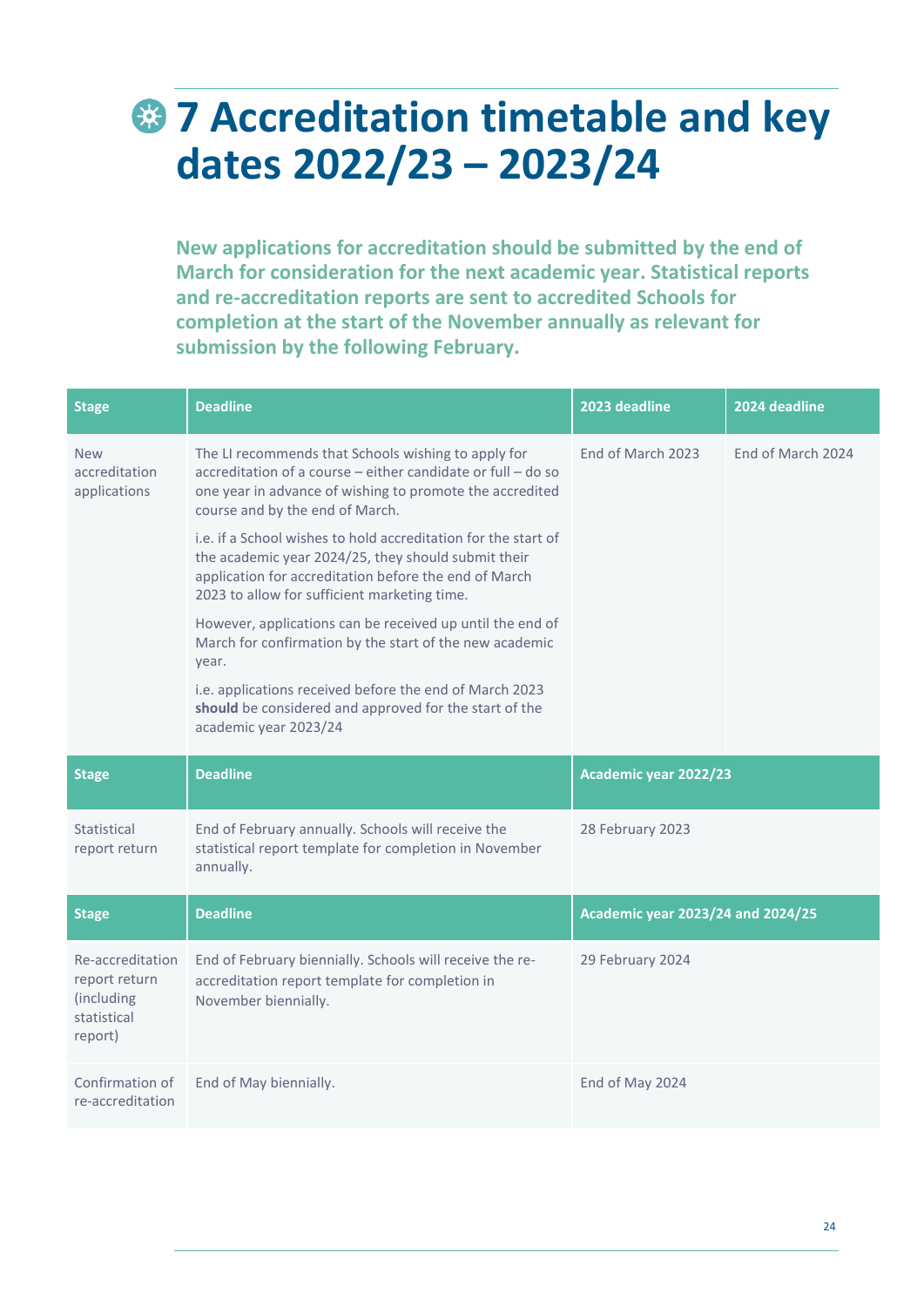# 7 Accreditation timetable and key dates 2022/23 – 2023/24

**New applications for accreditation should be submitted by the end of March for consideration for the next academic year. Statistical reports and re-accreditation reports are sent to accredited Schools for completion at the start of the November annually as relevant for submission by the following February.**

| Stage | Deadline | 2023 deadline | 2024 deadline |
|---|---|---|---|
| New accreditation applications | The LI recommends that Schools wishing to apply for accreditation of a course – either candidate or full – do so one year in advance of wishing to promote the accredited course and by the end of March.<br><br>i.e. if a School wishes to hold accreditation for the start of the academic year 2024/25, they should submit their application for accreditation before the end of March 2023 to allow for sufficient marketing time.<br><br>However, applications can be received up until the end of March for confirmation by the start of the new academic year.<br><br>i.e. applications received before the end of March 2023 **should** be considered and approved for the start of the academic year 2023/24 | End of March 2023 | End of March 2024 |
| **Stage** | **Deadline** | **Academic year 2022/23** | |
| Statistical report return | End of February annually. Schools will receive the statistical report template for completion in November annually. | 28 February 2023 | |
| **Stage** | **Deadline** | **Academic year 2023/24 and 2024/25** | |
| Re-accreditation report return (including statistical report) | End of February biennially. Schools will receive the re-accreditation report template for completion in November biennially. | 29 February 2024 | |
| Confirmation of re-accreditation | End of May biennially. | End of May 2024 | |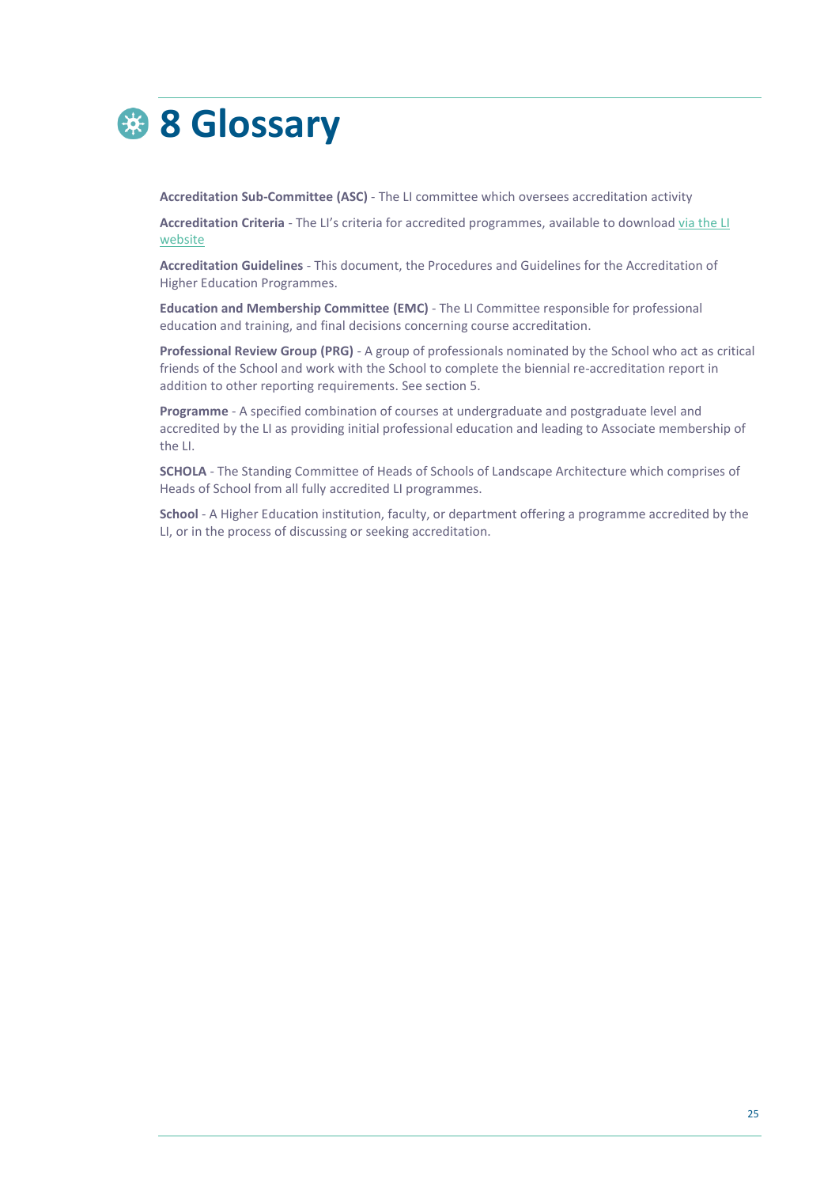# 8 Glossary

**Accreditation Sub-Committee (ASC)** - The LI committee which oversees accreditation activity

**Accreditation Criteria** - The LI's criteria for accredited programmes, available to download via the LI website

**Accreditation Guidelines** - This document, the Procedures and Guidelines for the Accreditation of Higher Education Programmes.

**Education and Membership Committee (EMC)** - The LI Committee responsible for professional education and training, and final decisions concerning course accreditation.

**Professional Review Group (PRG)** - A group of professionals nominated by the School who act as critical friends of the School and work with the School to complete the biennial re-accreditation report in addition to other reporting requirements. See section 5.

**Programme** - A specified combination of courses at undergraduate and postgraduate level and accredited by the LI as providing initial professional education and leading to Associate membership of the LI.

**SCHOLA** - The Standing Committee of Heads of Schools of Landscape Architecture which comprises of Heads of School from all fully accredited LI programmes.

**School** - A Higher Education institution, faculty, or department offering a programme accredited by the LI, or in the process of discussing or seeking accreditation.